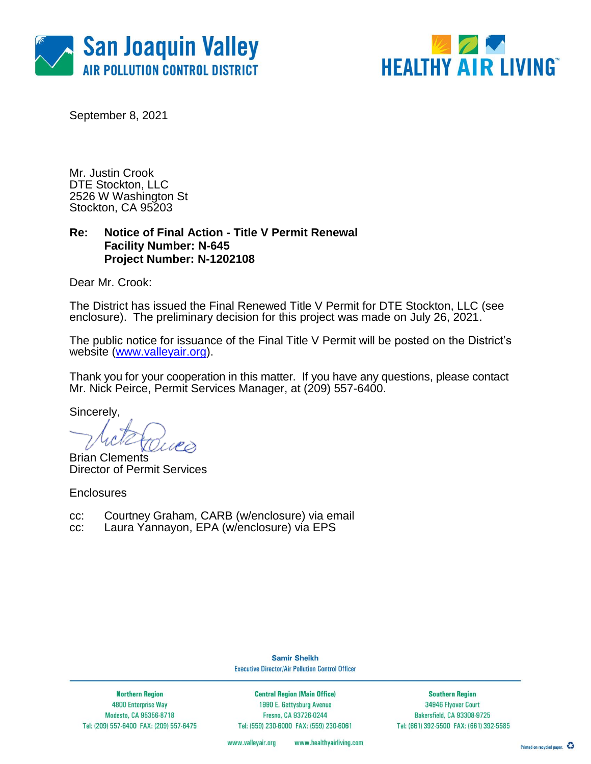San Joaquin Valley
AIR POLLUTION CONTROL DISTRICT

HEALTHY AIR LIVING™

September 8, 2021

Mr. Justin Crook
DTE Stockton, LLC
2526 W Washington St
Stockton, CA 95203

**Re: Notice of Final Action - Title V Permit Renewal**
**Facility Number: N-645**
**Project Number: N-1202108**

Dear Mr. Crook:

The District has issued the Final Renewed Title V Permit for DTE Stockton, LLC (see enclosure). The preliminary decision for this project was made on July 26, 2021.

The public notice for issuance of the Final Title V Permit will be posted on the District's website (www.valleyair.org).

Thank you for your cooperation in this matter. If you have any questions, please contact Mr. Nick Peirce, Permit Services Manager, at (209) 557-6400.

Sincerely,

Brian Clements
Director of Permit Services

Enclosures

cc: Courtney Graham, CARB (w/enclosure) via email
cc: Laura Yannayon, EPA (w/enclosure) via EPS

**Samir Sheikh**
Executive Director/Air Pollution Control Officer

| Northern Region | Central Region (Main Office) | Southern Region |
|---|---|---|
| 4800 Enterprise Way | 1990 E. Gettysburg Avenue | 34946 Flyover Court |
| Modesto, CA 95356-8718 | Fresno, CA 93726-0244 | Bakersfield, CA 93308-9725 |
| Tel: (209) 557-6400 FAX: (209) 557-6475 | Tel: (559) 230-6000 FAX: (559) 230-6061 | Tel: (661) 392-5500 FAX: (661) 392-5585 |

www.valleyair.org www.healthyairliving.com

Printed on recycled paper.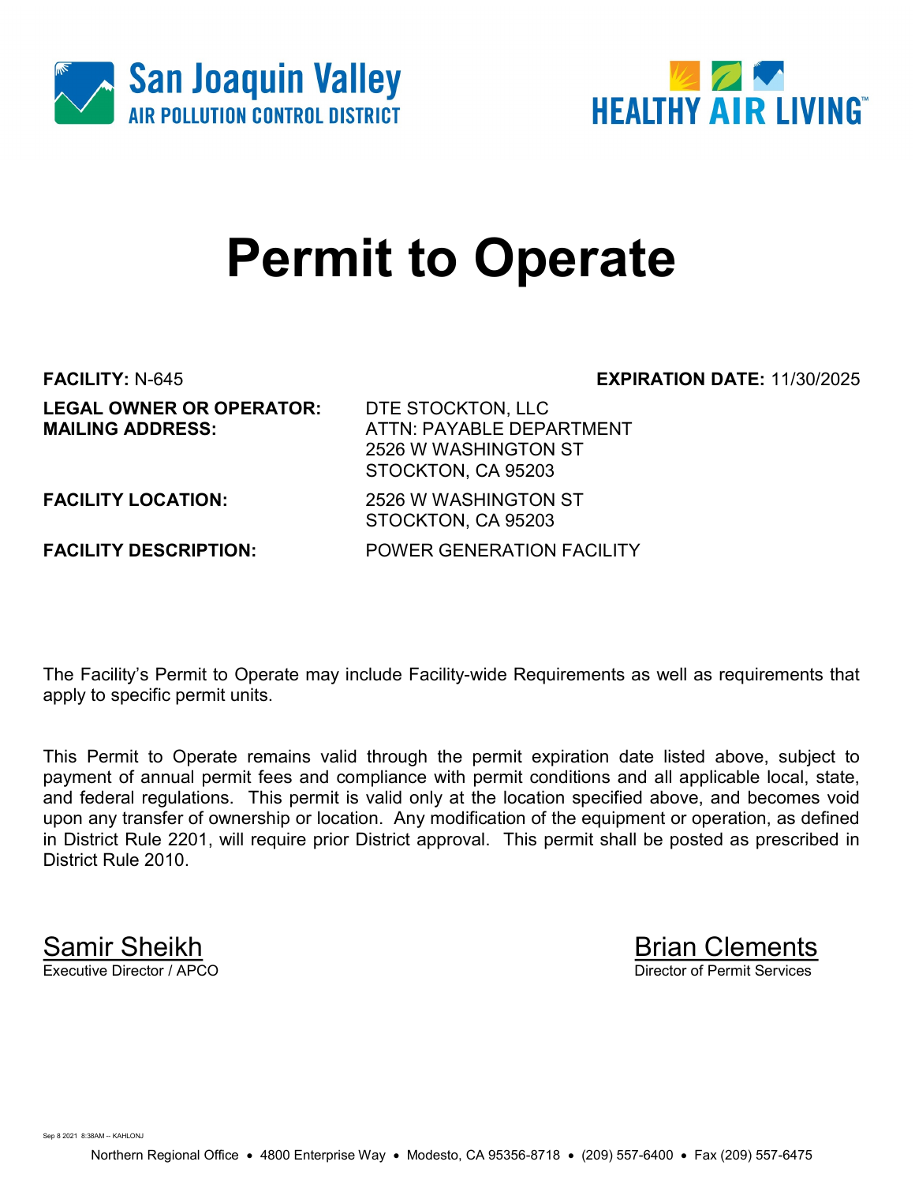San Joaquin Valley
AIR POLLUTION CONTROL DISTRICT

HEALTHY AIR LIVING™

# Permit to Operate

**FACILITY:** N-645 **EXPIRATION DATE:** 11/30/2025

**LEGAL OWNER OR OPERATOR:** DTE STOCKTON, LLC
**MAILING ADDRESS:** ATTN: PAYABLE DEPARTMENT
2526 W WASHINGTON ST
STOCKTON, CA 95203

**FACILITY LOCATION:** 2526 W WASHINGTON ST
STOCKTON, CA 95203

**FACILITY DESCRIPTION:** POWER GENERATION FACILITY

The Facility's Permit to Operate may include Facility-wide Requirements as well as requirements that apply to specific permit units.

This Permit to Operate remains valid through the permit expiration date listed above, subject to payment of annual permit fees and compliance with permit conditions and all applicable local, state, and federal regulations. This permit is valid only at the location specified above, and becomes void upon any transfer of ownership or location. Any modification of the equipment or operation, as defined in District Rule 2201, will require prior District approval. This permit shall be posted as prescribed in District Rule 2010.

Samir Sheikh
Executive Director / APCO

Brian Clements
Director of Permit Services

Sep 8 2021 8:38AM -- KAHLONJ

Northern Regional Office • 4800 Enterprise Way • Modesto, CA 95356-8718 • (209) 557-6400 • Fax (209) 557-6475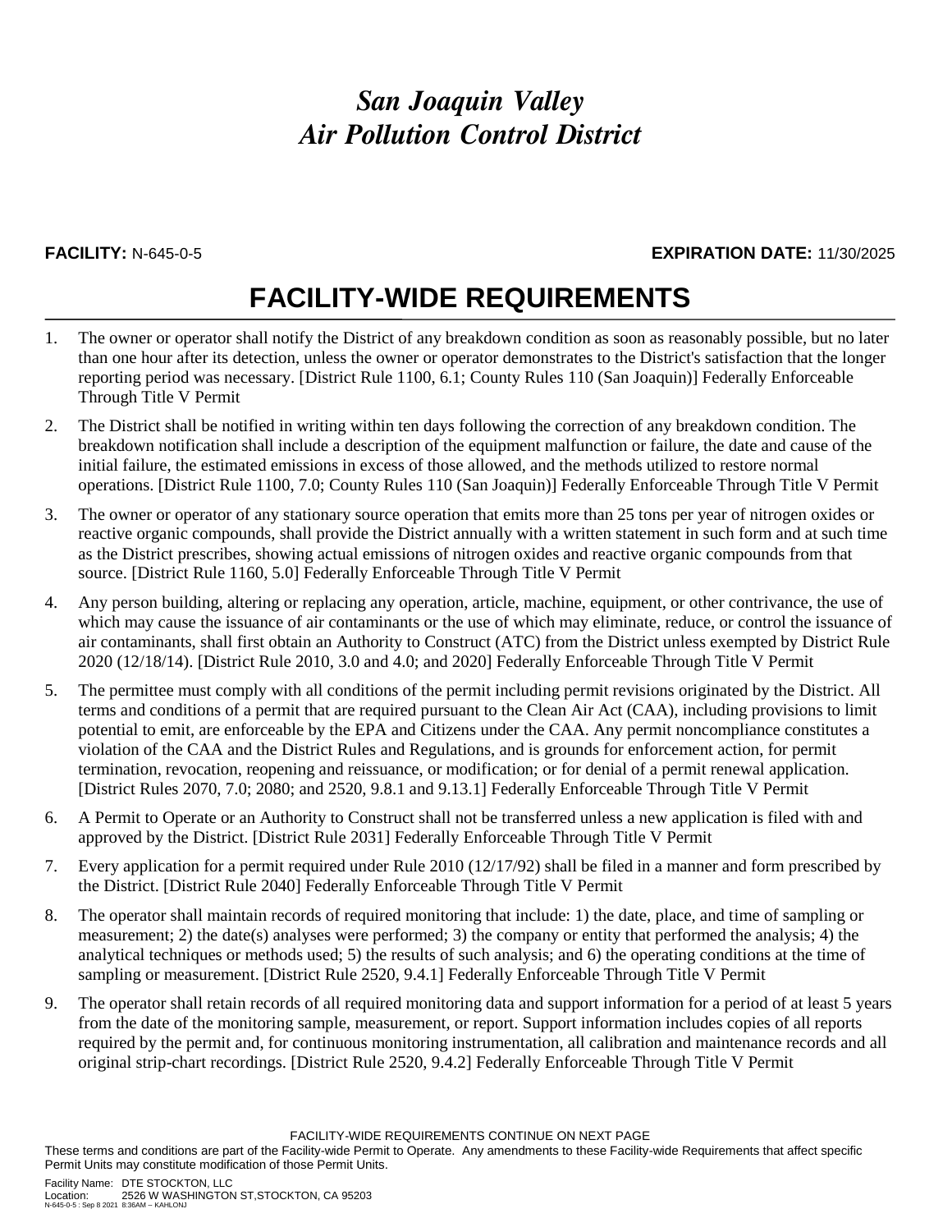# San Joaquin Valley
# Air Pollution Control District

**FACILITY:** N-645-0-5 **EXPIRATION DATE:** 11/30/2025

## FACILITY-WIDE REQUIREMENTS

1. The owner or operator shall notify the District of any breakdown condition as soon as reasonably possible, but no later than one hour after its detection, unless the owner or operator demonstrates to the District's satisfaction that the longer reporting period was necessary. [District Rule 1100, 6.1; County Rules 110 (San Joaquin)] Federally Enforceable Through Title V Permit

2. The District shall be notified in writing within ten days following the correction of any breakdown condition. The breakdown notification shall include a description of the equipment malfunction or failure, the date and cause of the initial failure, the estimated emissions in excess of those allowed, and the methods utilized to restore normal operations. [District Rule 1100, 7.0; County Rules 110 (San Joaquin)] Federally Enforceable Through Title V Permit

3. The owner or operator of any stationary source operation that emits more than 25 tons per year of nitrogen oxides or reactive organic compounds, shall provide the District annually with a written statement in such form and at such time as the District prescribes, showing actual emissions of nitrogen oxides and reactive organic compounds from that source. [District Rule 1160, 5.0] Federally Enforceable Through Title V Permit

4. Any person building, altering or replacing any operation, article, machine, equipment, or other contrivance, the use of which may cause the issuance of air contaminants or the use of which may eliminate, reduce, or control the issuance of air contaminants, shall first obtain an Authority to Construct (ATC) from the District unless exempted by District Rule 2020 (12/18/14). [District Rule 2010, 3.0 and 4.0; and 2020] Federally Enforceable Through Title V Permit

5. The permittee must comply with all conditions of the permit including permit revisions originated by the District. All terms and conditions of a permit that are required pursuant to the Clean Air Act (CAA), including provisions to limit potential to emit, are enforceable by the EPA and Citizens under the CAA. Any permit noncompliance constitutes a violation of the CAA and the District Rules and Regulations, and is grounds for enforcement action, for permit termination, revocation, reopening and reissuance, or modification; or for denial of a permit renewal application. [District Rules 2070, 7.0; 2080; and 2520, 9.8.1 and 9.13.1] Federally Enforceable Through Title V Permit

6. A Permit to Operate or an Authority to Construct shall not be transferred unless a new application is filed with and approved by the District. [District Rule 2031] Federally Enforceable Through Title V Permit

7. Every application for a permit required under Rule 2010 (12/17/92) shall be filed in a manner and form prescribed by the District. [District Rule 2040] Federally Enforceable Through Title V Permit

8. The operator shall maintain records of required monitoring that include: 1) the date, place, and time of sampling or measurement; 2) the date(s) analyses were performed; 3) the company or entity that performed the analysis; 4) the analytical techniques or methods used; 5) the results of such analysis; and 6) the operating conditions at the time of sampling or measurement. [District Rule 2520, 9.4.1] Federally Enforceable Through Title V Permit

9. The operator shall retain records of all required monitoring data and support information for a period of at least 5 years from the date of the monitoring sample, measurement, or report. Support information includes copies of all reports required by the permit and, for continuous monitoring instrumentation, all calibration and maintenance records and all original strip-chart recordings. [District Rule 2520, 9.4.2] Federally Enforceable Through Title V Permit

FACILITY-WIDE REQUIREMENTS CONTINUE ON NEXT PAGE

These terms and conditions are part of the Facility-wide Permit to Operate. Any amendments to these Facility-wide Requirements that affect specific Permit Units may constitute modification of those Permit Units.

Facility Name: DTE STOCKTON, LLC
Location: 2526 W WASHINGTON ST,STOCKTON, CA 95203
N-645-0-5 : Sep 8 2021 8:36AM -- KAHLONJ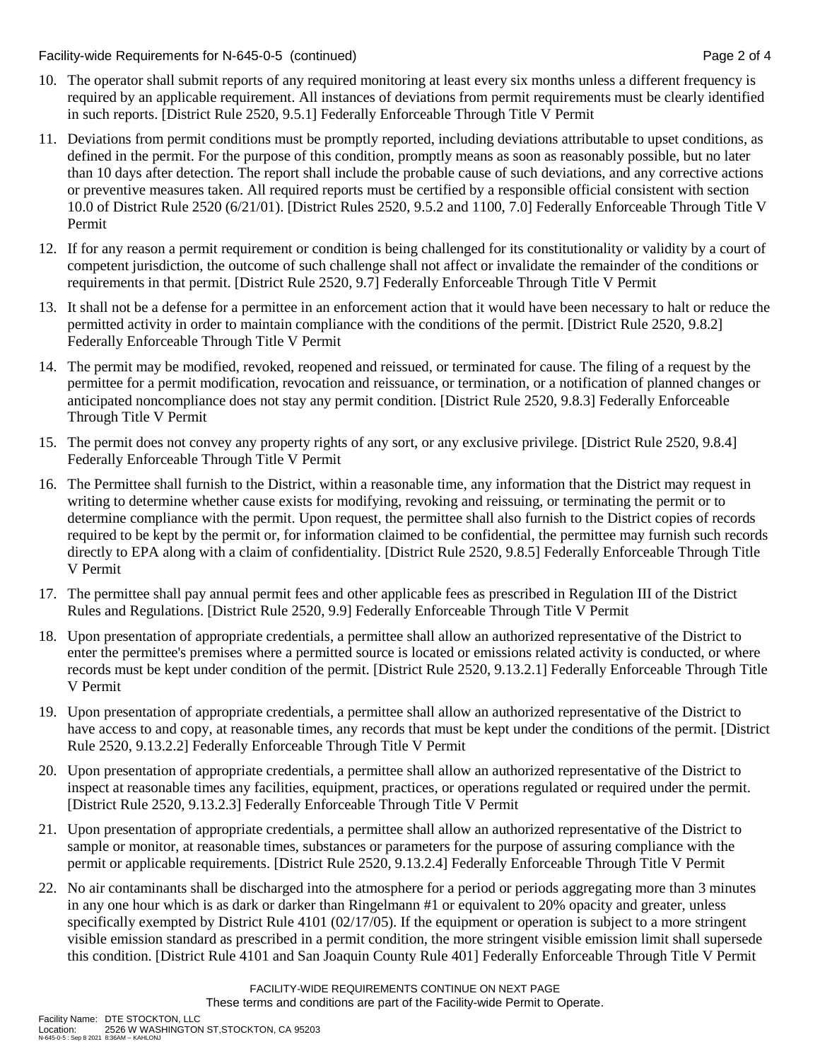10. The operator shall submit reports of any required monitoring at least every six months unless a different frequency is required by an applicable requirement. All instances of deviations from permit requirements must be clearly identified in such reports. [District Rule 2520, 9.5.1] Federally Enforceable Through Title V Permit

11. Deviations from permit conditions must be promptly reported, including deviations attributable to upset conditions, as defined in the permit. For the purpose of this condition, promptly means as soon as reasonably possible, but no later than 10 days after detection. The report shall include the probable cause of such deviations, and any corrective actions or preventive measures taken. All required reports must be certified by a responsible official consistent with section 10.0 of District Rule 2520 (6/21/01). [District Rules 2520, 9.5.2 and 1100, 7.0] Federally Enforceable Through Title V Permit

12. If for any reason a permit requirement or condition is being challenged for its constitutionality or validity by a court of competent jurisdiction, the outcome of such challenge shall not affect or invalidate the remainder of the conditions or requirements in that permit. [District Rule 2520, 9.7] Federally Enforceable Through Title V Permit

13. It shall not be a defense for a permittee in an enforcement action that it would have been necessary to halt or reduce the permitted activity in order to maintain compliance with the conditions of the permit. [District Rule 2520, 9.8.2] Federally Enforceable Through Title V Permit

14. The permit may be modified, revoked, reopened and reissued, or terminated for cause. The filing of a request by the permittee for a permit modification, revocation and reissuance, or termination, or a notification of planned changes or anticipated noncompliance does not stay any permit condition. [District Rule 2520, 9.8.3] Federally Enforceable Through Title V Permit

15. The permit does not convey any property rights of any sort, or any exclusive privilege. [District Rule 2520, 9.8.4] Federally Enforceable Through Title V Permit

16. The Permittee shall furnish to the District, within a reasonable time, any information that the District may request in writing to determine whether cause exists for modifying, revoking and reissuing, or terminating the permit or to determine compliance with the permit. Upon request, the permittee shall also furnish to the District copies of records required to be kept by the permit or, for information claimed to be confidential, the permittee may furnish such records directly to EPA along with a claim of confidentiality. [District Rule 2520, 9.8.5] Federally Enforceable Through Title V Permit

17. The permittee shall pay annual permit fees and other applicable fees as prescribed in Regulation III of the District Rules and Regulations. [District Rule 2520, 9.9] Federally Enforceable Through Title V Permit

18. Upon presentation of appropriate credentials, a permittee shall allow an authorized representative of the District to enter the permittee's premises where a permitted source is located or emissions related activity is conducted, or where records must be kept under condition of the permit. [District Rule 2520, 9.13.2.1] Federally Enforceable Through Title V Permit

19. Upon presentation of appropriate credentials, a permittee shall allow an authorized representative of the District to have access to and copy, at reasonable times, any records that must be kept under the conditions of the permit. [District Rule 2520, 9.13.2.2] Federally Enforceable Through Title V Permit

20. Upon presentation of appropriate credentials, a permittee shall allow an authorized representative of the District to inspect at reasonable times any facilities, equipment, practices, or operations regulated or required under the permit. [District Rule 2520, 9.13.2.3] Federally Enforceable Through Title V Permit

21. Upon presentation of appropriate credentials, a permittee shall allow an authorized representative of the District to sample or monitor, at reasonable times, substances or parameters for the purpose of assuring compliance with the permit or applicable requirements. [District Rule 2520, 9.13.2.4] Federally Enforceable Through Title V Permit

22. No air contaminants shall be discharged into the atmosphere for a period or periods aggregating more than 3 minutes in any one hour which is as dark or darker than Ringelmann #1 or equivalent to 20% opacity and greater, unless specifically exempted by District Rule 4101 (02/17/05). If the equipment or operation is subject to a more stringent visible emission standard as prescribed in a permit condition, the more stringent visible emission limit shall supersede this condition. [District Rule 4101 and San Joaquin County Rule 401] Federally Enforceable Through Title V Permit

FACILITY-WIDE REQUIREMENTS CONTINUE ON NEXT PAGE

These terms and conditions are part of the Facility-wide Permit to Operate.

Facility Name: DTE STOCKTON, LLC
Location: 2526 W WASHINGTON ST,STOCKTON, CA 95203
N-645-0-5 : Sep 8 2021 8:36AM -- KAHLONJ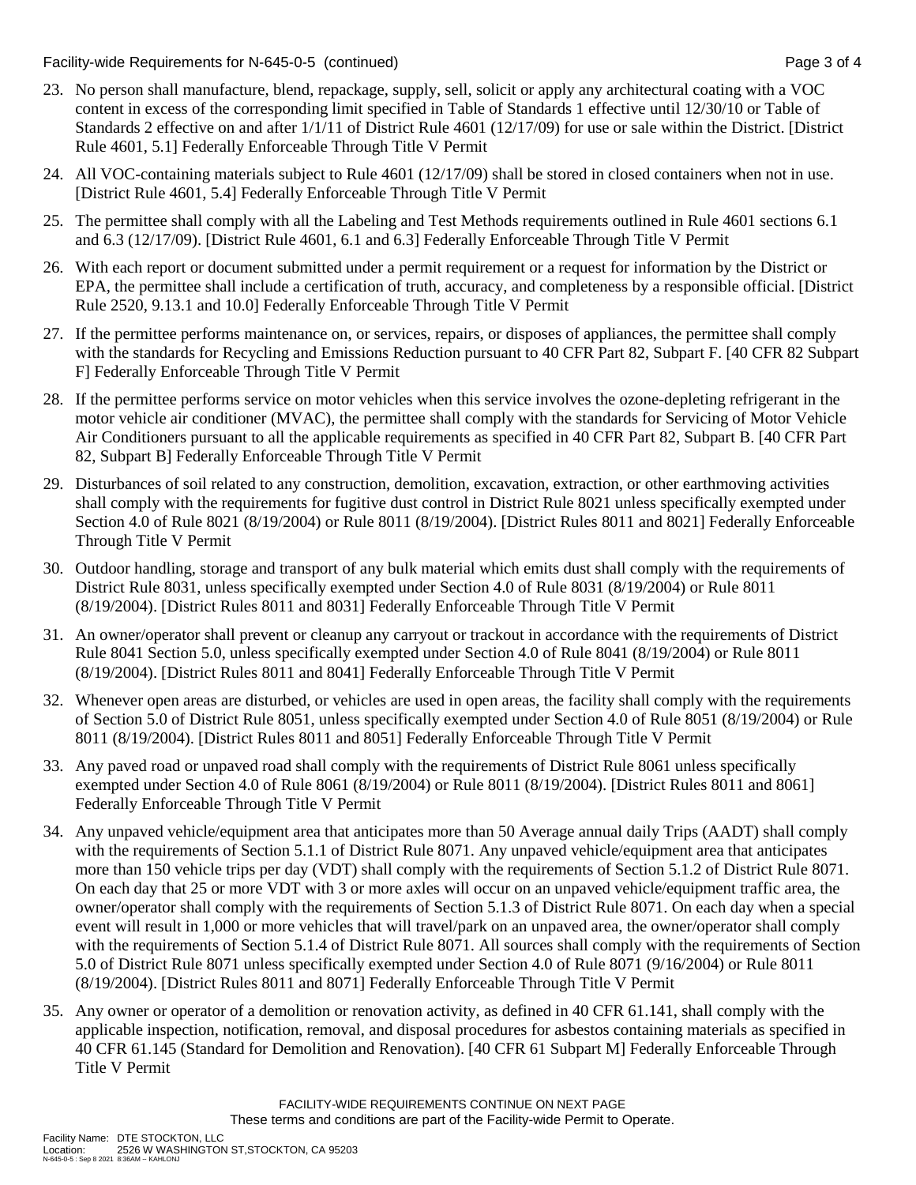23. No person shall manufacture, blend, repackage, supply, sell, solicit or apply any architectural coating with a VOC content in excess of the corresponding limit specified in Table of Standards 1 effective until 12/30/10 or Table of Standards 2 effective on and after 1/1/11 of District Rule 4601 (12/17/09) for use or sale within the District. [District Rule 4601, 5.1] Federally Enforceable Through Title V Permit

24. All VOC-containing materials subject to Rule 4601 (12/17/09) shall be stored in closed containers when not in use. [District Rule 4601, 5.4] Federally Enforceable Through Title V Permit

25. The permittee shall comply with all the Labeling and Test Methods requirements outlined in Rule 4601 sections 6.1 and 6.3 (12/17/09). [District Rule 4601, 6.1 and 6.3] Federally Enforceable Through Title V Permit

26. With each report or document submitted under a permit requirement or a request for information by the District or EPA, the permittee shall include a certification of truth, accuracy, and completeness by a responsible official. [District Rule 2520, 9.13.1 and 10.0] Federally Enforceable Through Title V Permit

27. If the permittee performs maintenance on, or services, repairs, or disposes of appliances, the permittee shall comply with the standards for Recycling and Emissions Reduction pursuant to 40 CFR Part 82, Subpart F. [40 CFR 82 Subpart F] Federally Enforceable Through Title V Permit

28. If the permittee performs service on motor vehicles when this service involves the ozone-depleting refrigerant in the motor vehicle air conditioner (MVAC), the permittee shall comply with the standards for Servicing of Motor Vehicle Air Conditioners pursuant to all the applicable requirements as specified in 40 CFR Part 82, Subpart B. [40 CFR Part 82, Subpart B] Federally Enforceable Through Title V Permit

29. Disturbances of soil related to any construction, demolition, excavation, extraction, or other earthmoving activities shall comply with the requirements for fugitive dust control in District Rule 8021 unless specifically exempted under Section 4.0 of Rule 8021 (8/19/2004) or Rule 8011 (8/19/2004). [District Rules 8011 and 8021] Federally Enforceable Through Title V Permit

30. Outdoor handling, storage and transport of any bulk material which emits dust shall comply with the requirements of District Rule 8031, unless specifically exempted under Section 4.0 of Rule 8031 (8/19/2004) or Rule 8011 (8/19/2004). [District Rules 8011 and 8031] Federally Enforceable Through Title V Permit

31. An owner/operator shall prevent or cleanup any carryout or trackout in accordance with the requirements of District Rule 8041 Section 5.0, unless specifically exempted under Section 4.0 of Rule 8041 (8/19/2004) or Rule 8011 (8/19/2004). [District Rules 8011 and 8041] Federally Enforceable Through Title V Permit

32. Whenever open areas are disturbed, or vehicles are used in open areas, the facility shall comply with the requirements of Section 5.0 of District Rule 8051, unless specifically exempted under Section 4.0 of Rule 8051 (8/19/2004) or Rule 8011 (8/19/2004). [District Rules 8011 and 8051] Federally Enforceable Through Title V Permit

33. Any paved road or unpaved road shall comply with the requirements of District Rule 8061 unless specifically exempted under Section 4.0 of Rule 8061 (8/19/2004) or Rule 8011 (8/19/2004). [District Rules 8011 and 8061] Federally Enforceable Through Title V Permit

34. Any unpaved vehicle/equipment area that anticipates more than 50 Average annual daily Trips (AADT) shall comply with the requirements of Section 5.1.1 of District Rule 8071. Any unpaved vehicle/equipment area that anticipates more than 150 vehicle trips per day (VDT) shall comply with the requirements of Section 5.1.2 of District Rule 8071. On each day that 25 or more VDT with 3 or more axles will occur on an unpaved vehicle/equipment traffic area, the owner/operator shall comply with the requirements of Section 5.1.3 of District Rule 8071. On each day when a special event will result in 1,000 or more vehicles that will travel/park on an unpaved area, the owner/operator shall comply with the requirements of Section 5.1.4 of District Rule 8071. All sources shall comply with the requirements of Section 5.0 of District Rule 8071 unless specifically exempted under Section 4.0 of Rule 8071 (9/16/2004) or Rule 8011 (8/19/2004). [District Rules 8011 and 8071] Federally Enforceable Through Title V Permit

35. Any owner or operator of a demolition or renovation activity, as defined in 40 CFR 61.141, shall comply with the applicable inspection, notification, removal, and disposal procedures for asbestos containing materials as specified in 40 CFR 61.145 (Standard for Demolition and Renovation). [40 CFR 61 Subpart M] Federally Enforceable Through Title V Permit

FACILITY-WIDE REQUIREMENTS CONTINUE ON NEXT PAGE
These terms and conditions are part of the Facility-wide Permit to Operate.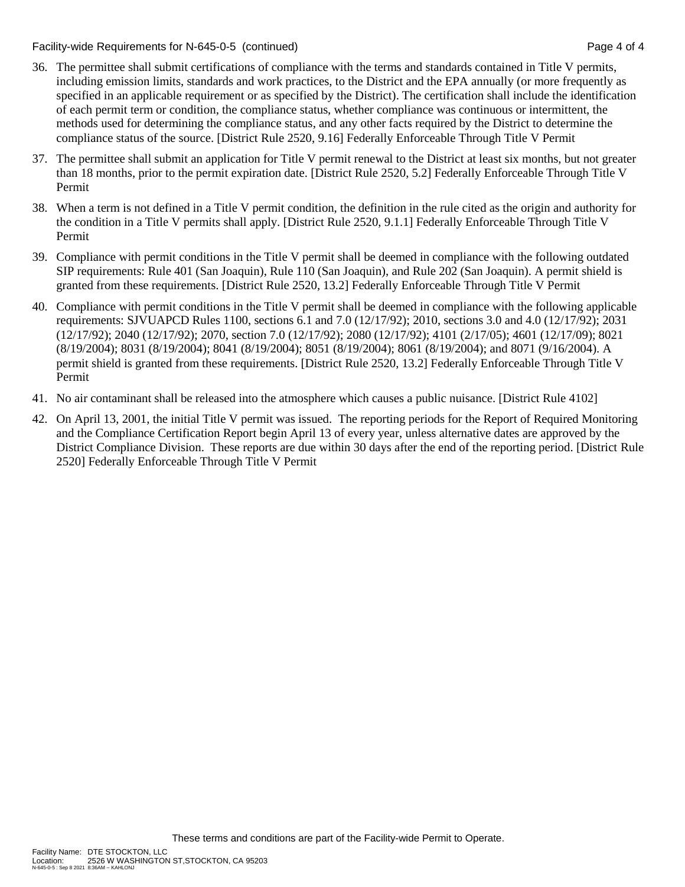36. The permittee shall submit certifications of compliance with the terms and standards contained in Title V permits, including emission limits, standards and work practices, to the District and the EPA annually (or more frequently as specified in an applicable requirement or as specified by the District). The certification shall include the identification of each permit term or condition, the compliance status, whether compliance was continuous or intermittent, the methods used for determining the compliance status, and any other facts required by the District to determine the compliance status of the source. [District Rule 2520, 9.16] Federally Enforceable Through Title V Permit

37. The permittee shall submit an application for Title V permit renewal to the District at least six months, but not greater than 18 months, prior to the permit expiration date. [District Rule 2520, 5.2] Federally Enforceable Through Title V Permit

38. When a term is not defined in a Title V permit condition, the definition in the rule cited as the origin and authority for the condition in a Title V permits shall apply. [District Rule 2520, 9.1.1] Federally Enforceable Through Title V Permit

39. Compliance with permit conditions in the Title V permit shall be deemed in compliance with the following outdated SIP requirements: Rule 401 (San Joaquin), Rule 110 (San Joaquin), and Rule 202 (San Joaquin). A permit shield is granted from these requirements. [District Rule 2520, 13.2] Federally Enforceable Through Title V Permit

40. Compliance with permit conditions in the Title V permit shall be deemed in compliance with the following applicable requirements: SJVUAPCD Rules 1100, sections 6.1 and 7.0 (12/17/92); 2010, sections 3.0 and 4.0 (12/17/92); 2031 (12/17/92); 2040 (12/17/92); 2070, section 7.0 (12/17/92); 2080 (12/17/92); 4101 (2/17/05); 4601 (12/17/09); 8021 (8/19/2004); 8031 (8/19/2004); 8041 (8/19/2004); 8051 (8/19/2004); 8061 (8/19/2004); and 8071 (9/16/2004). A permit shield is granted from these requirements. [District Rule 2520, 13.2] Federally Enforceable Through Title V Permit

41. No air contaminant shall be released into the atmosphere which causes a public nuisance. [District Rule 4102]

42. On April 13, 2001, the initial Title V permit was issued. The reporting periods for the Report of Required Monitoring and the Compliance Certification Report begin April 13 of every year, unless alternative dates are approved by the District Compliance Division. These reports are due within 30 days after the end of the reporting period. [District Rule 2520] Federally Enforceable Through Title V Permit

These terms and conditions are part of the Facility-wide Permit to Operate.

Facility Name: DTE STOCKTON, LLC
Location: 2526 W WASHINGTON ST,STOCKTON, CA 95203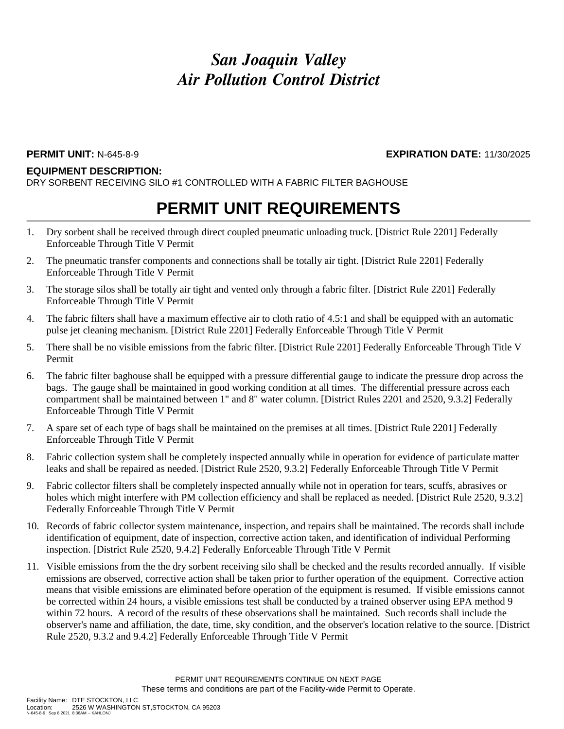# *San Joaquin Valley Air Pollution Control District*

**PERMIT UNIT:** N-645-8-9 **EXPIRATION DATE:** 11/30/2025

**EQUIPMENT DESCRIPTION:**
DRY SORBENT RECEIVING SILO #1 CONTROLLED WITH A FABRIC FILTER BAGHOUSE

## PERMIT UNIT REQUIREMENTS

1. Dry sorbent shall be received through direct coupled pneumatic unloading truck. [District Rule 2201] Federally Enforceable Through Title V Permit
2. The pneumatic transfer components and connections shall be totally air tight. [District Rule 2201] Federally Enforceable Through Title V Permit
3. The storage silos shall be totally air tight and vented only through a fabric filter. [District Rule 2201] Federally Enforceable Through Title V Permit
4. The fabric filters shall have a maximum effective air to cloth ratio of 4.5:1 and shall be equipped with an automatic pulse jet cleaning mechanism. [District Rule 2201] Federally Enforceable Through Title V Permit
5. There shall be no visible emissions from the fabric filter. [District Rule 2201] Federally Enforceable Through Title V Permit
6. The fabric filter baghouse shall be equipped with a pressure differential gauge to indicate the pressure drop across the bags. The gauge shall be maintained in good working condition at all times. The differential pressure across each compartment shall be maintained between 1" and 8" water column. [District Rules 2201 and 2520, 9.3.2] Federally Enforceable Through Title V Permit
7. A spare set of each type of bags shall be maintained on the premises at all times. [District Rule 2201] Federally Enforceable Through Title V Permit
8. Fabric collection system shall be completely inspected annually while in operation for evidence of particulate matter leaks and shall be repaired as needed. [District Rule 2520, 9.3.2] Federally Enforceable Through Title V Permit
9. Fabric collector filters shall be completely inspected annually while not in operation for tears, scuffs, abrasives or holes which might interfere with PM collection efficiency and shall be replaced as needed. [District Rule 2520, 9.3.2] Federally Enforceable Through Title V Permit
10. Records of fabric collector system maintenance, inspection, and repairs shall be maintained. The records shall include identification of equipment, date of inspection, corrective action taken, and identification of individual Performing inspection. [District Rule 2520, 9.4.2] Federally Enforceable Through Title V Permit
11. Visible emissions from the the dry sorbent receiving silo shall be checked and the results recorded annually. If visible emissions are observed, corrective action shall be taken prior to further operation of the equipment. Corrective action means that visible emissions are eliminated before operation of the equipment is resumed. If visible emissions cannot be corrected within 24 hours, a visible emissions test shall be conducted by a trained observer using EPA method 9 within 72 hours. A record of the results of these observations shall be maintained. Such records shall include the observer's name and affiliation, the date, time, sky condition, and the observer's location relative to the source. [District Rule 2520, 9.3.2 and 9.4.2] Federally Enforceable Through Title V Permit

PERMIT UNIT REQUIREMENTS CONTINUE ON NEXT PAGE
These terms and conditions are part of the Facility-wide Permit to Operate.

Facility Name: DTE STOCKTON, LLC
Location: 2526 W WASHINGTON ST,STOCKTON, CA 95203
N-645-8-9 : Sep 8 2021 8:36AM -- KAHLONJ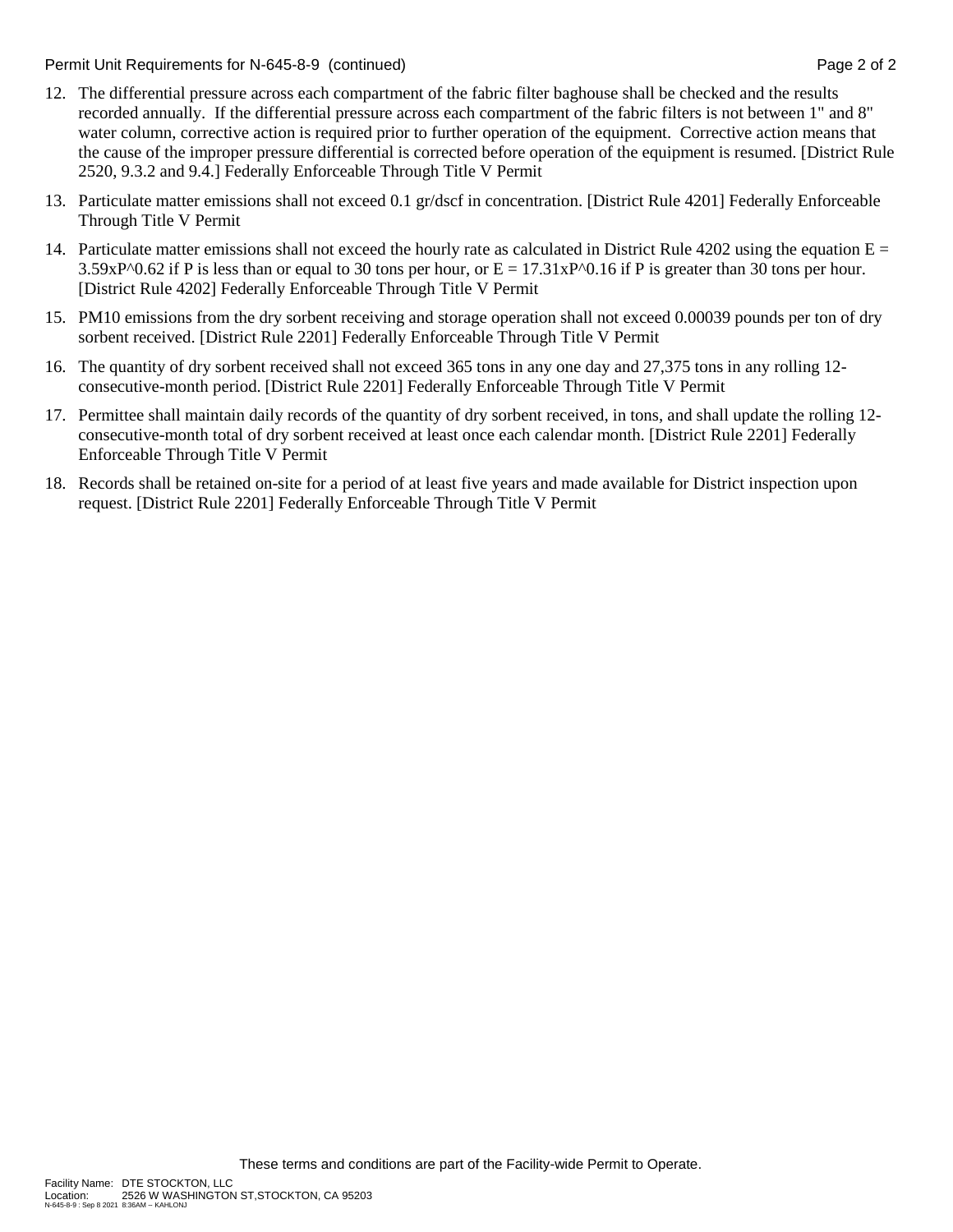Permit Unit Requirements for N-645-8-9 (continued)

12. The differential pressure across each compartment of the fabric filter baghouse shall be checked and the results recorded annually. If the differential pressure across each compartment of the fabric filters is not between 1" and 8" water column, corrective action is required prior to further operation of the equipment. Corrective action means that the cause of the improper pressure differential is corrected before operation of the equipment is resumed. [District Rule 2520, 9.3.2 and 9.4.] Federally Enforceable Through Title V Permit

13. Particulate matter emissions shall not exceed 0.1 gr/dscf in concentration. [District Rule 4201] Federally Enforceable Through Title V Permit

14. Particulate matter emissions shall not exceed the hourly rate as calculated in District Rule 4202 using the equation $E = 3.59xP^{0.62}$ if P is less than or equal to 30 tons per hour, or $E = 17.31xP^{0.16}$ if P is greater than 30 tons per hour. [District Rule 4202] Federally Enforceable Through Title V Permit

15. PM10 emissions from the dry sorbent receiving and storage operation shall not exceed 0.00039 pounds per ton of dry sorbent received. [District Rule 2201] Federally Enforceable Through Title V Permit

16. The quantity of dry sorbent received shall not exceed 365 tons in any one day and 27,375 tons in any rolling 12-consecutive-month period. [District Rule 2201] Federally Enforceable Through Title V Permit

17. Permittee shall maintain daily records of the quantity of dry sorbent received, in tons, and shall update the rolling 12-consecutive-month total of dry sorbent received at least once each calendar month. [District Rule 2201] Federally Enforceable Through Title V Permit

18. Records shall be retained on-site for a period of at least five years and made available for District inspection upon request. [District Rule 2201] Federally Enforceable Through Title V Permit

These terms and conditions are part of the Facility-wide Permit to Operate.

Facility Name: DTE STOCKTON, LLC
Location: 2526 W WASHINGTON ST,STOCKTON, CA 95203
N-645-8-9 : Sep 8 2021 8:36AM -- KAHLONJ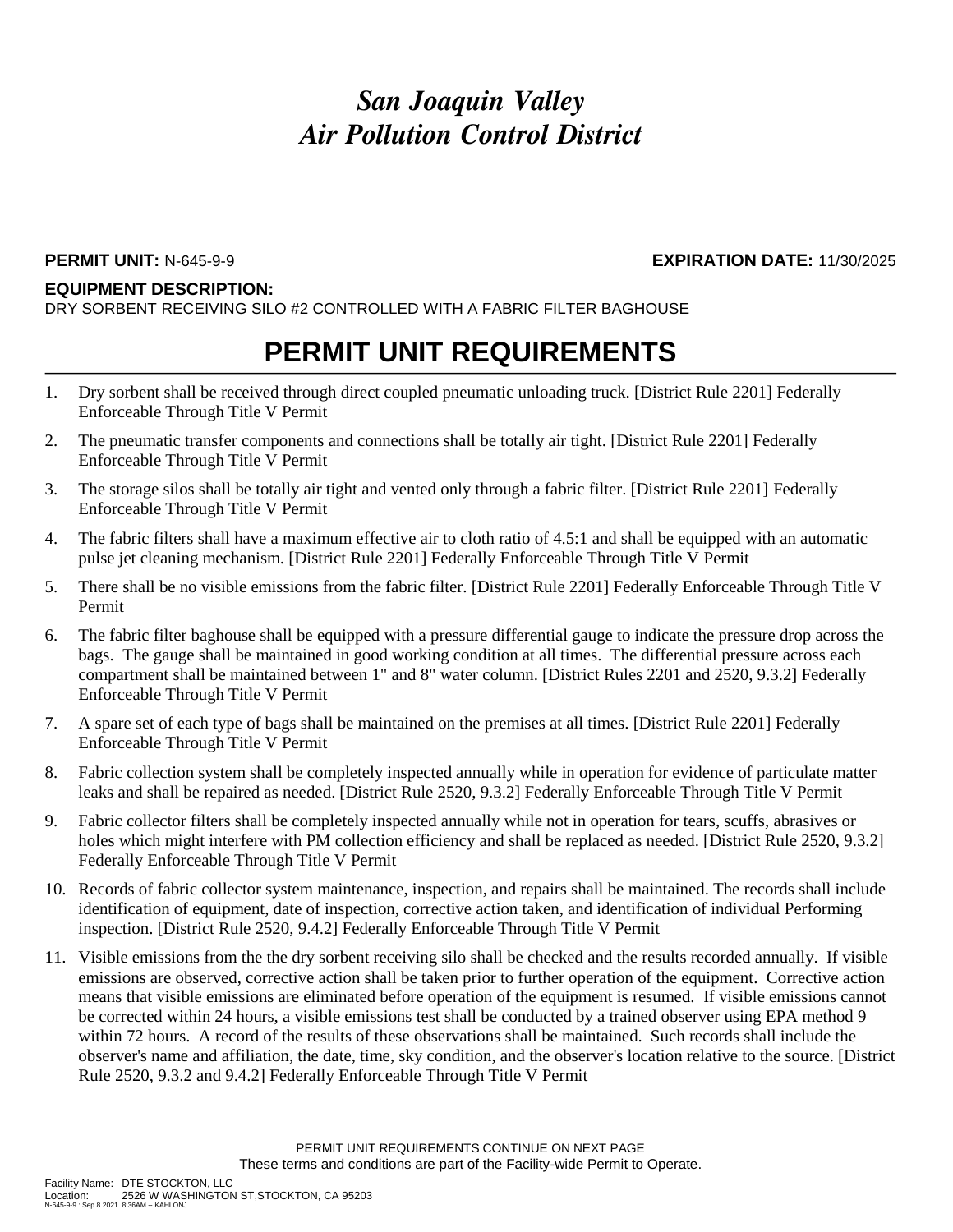# *San Joaquin Valley*
# *Air Pollution Control District*

**PERMIT UNIT:** N-645-9-9 **EXPIRATION DATE:** 11/30/2025

**EQUIPMENT DESCRIPTION:**
DRY SORBENT RECEIVING SILO #2 CONTROLLED WITH A FABRIC FILTER BAGHOUSE

## PERMIT UNIT REQUIREMENTS

1. Dry sorbent shall be received through direct coupled pneumatic unloading truck. [District Rule 2201] Federally Enforceable Through Title V Permit
2. The pneumatic transfer components and connections shall be totally air tight. [District Rule 2201] Federally Enforceable Through Title V Permit
3. The storage silos shall be totally air tight and vented only through a fabric filter. [District Rule 2201] Federally Enforceable Through Title V Permit
4. The fabric filters shall have a maximum effective air to cloth ratio of 4.5:1 and shall be equipped with an automatic pulse jet cleaning mechanism. [District Rule 2201] Federally Enforceable Through Title V Permit
5. There shall be no visible emissions from the fabric filter. [District Rule 2201] Federally Enforceable Through Title V Permit
6. The fabric filter baghouse shall be equipped with a pressure differential gauge to indicate the pressure drop across the bags. The gauge shall be maintained in good working condition at all times. The differential pressure across each compartment shall be maintained between 1" and 8" water column. [District Rules 2201 and 2520, 9.3.2] Federally Enforceable Through Title V Permit
7. A spare set of each type of bags shall be maintained on the premises at all times. [District Rule 2201] Federally Enforceable Through Title V Permit
8. Fabric collection system shall be completely inspected annually while in operation for evidence of particulate matter leaks and shall be repaired as needed. [District Rule 2520, 9.3.2] Federally Enforceable Through Title V Permit
9. Fabric collector filters shall be completely inspected annually while not in operation for tears, scuffs, abrasives or holes which might interfere with PM collection efficiency and shall be replaced as needed. [District Rule 2520, 9.3.2] Federally Enforceable Through Title V Permit
10. Records of fabric collector system maintenance, inspection, and repairs shall be maintained. The records shall include identification of equipment, date of inspection, corrective action taken, and identification of individual Performing inspection. [District Rule 2520, 9.4.2] Federally Enforceable Through Title V Permit
11. Visible emissions from the the dry sorbent receiving silo shall be checked and the results recorded annually. If visible emissions are observed, corrective action shall be taken prior to further operation of the equipment. Corrective action means that visible emissions are eliminated before operation of the equipment is resumed. If visible emissions cannot be corrected within 24 hours, a visible emissions test shall be conducted by a trained observer using EPA method 9 within 72 hours. A record of the results of these observations shall be maintained. Such records shall include the observer's name and affiliation, the date, time, sky condition, and the observer's location relative to the source. [District Rule 2520, 9.3.2 and 9.4.2] Federally Enforceable Through Title V Permit

PERMIT UNIT REQUIREMENTS CONTINUE ON NEXT PAGE
These terms and conditions are part of the Facility-wide Permit to Operate.

Facility Name: DTE STOCKTON, LLC
Location: 2526 W WASHINGTON ST,STOCKTON, CA 95203
N-645-9-9 : Sep 8 2021 8:36AM -- KAHLONJ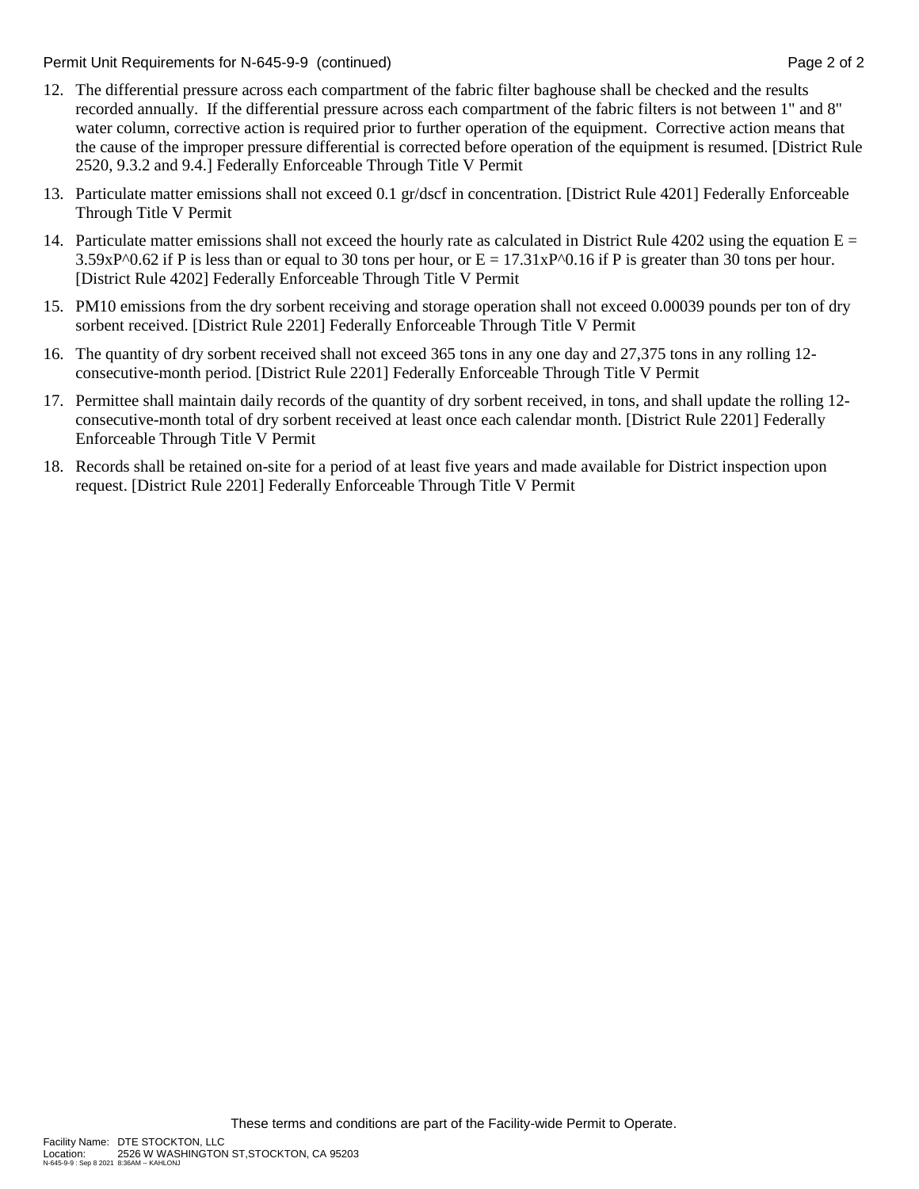12. The differential pressure across each compartment of the fabric filter baghouse shall be checked and the results recorded annually. If the differential pressure across each compartment of the fabric filters is not between 1" and 8" water column, corrective action is required prior to further operation of the equipment. Corrective action means that the cause of the improper pressure differential is corrected before operation of the equipment is resumed. [District Rule 2520, 9.3.2 and 9.4.] Federally Enforceable Through Title V Permit

13. Particulate matter emissions shall not exceed 0.1 gr/dscf in concentration. [District Rule 4201] Federally Enforceable Through Title V Permit

14. Particulate matter emissions shall not exceed the hourly rate as calculated in District Rule 4202 using the equation $E = 3.59 \times P^{0.62}$ if P is less than or equal to 30 tons per hour, or $E = 17.31 \times P^{0.16}$ if P is greater than 30 tons per hour. [District Rule 4202] Federally Enforceable Through Title V Permit

15. PM10 emissions from the dry sorbent receiving and storage operation shall not exceed 0.00039 pounds per ton of dry sorbent received. [District Rule 2201] Federally Enforceable Through Title V Permit

16. The quantity of dry sorbent received shall not exceed 365 tons in any one day and 27,375 tons in any rolling 12-consecutive-month period. [District Rule 2201] Federally Enforceable Through Title V Permit

17. Permittee shall maintain daily records of the quantity of dry sorbent received, in tons, and shall update the rolling 12-consecutive-month total of dry sorbent received at least once each calendar month. [District Rule 2201] Federally Enforceable Through Title V Permit

18. Records shall be retained on-site for a period of at least five years and made available for District inspection upon request. [District Rule 2201] Federally Enforceable Through Title V Permit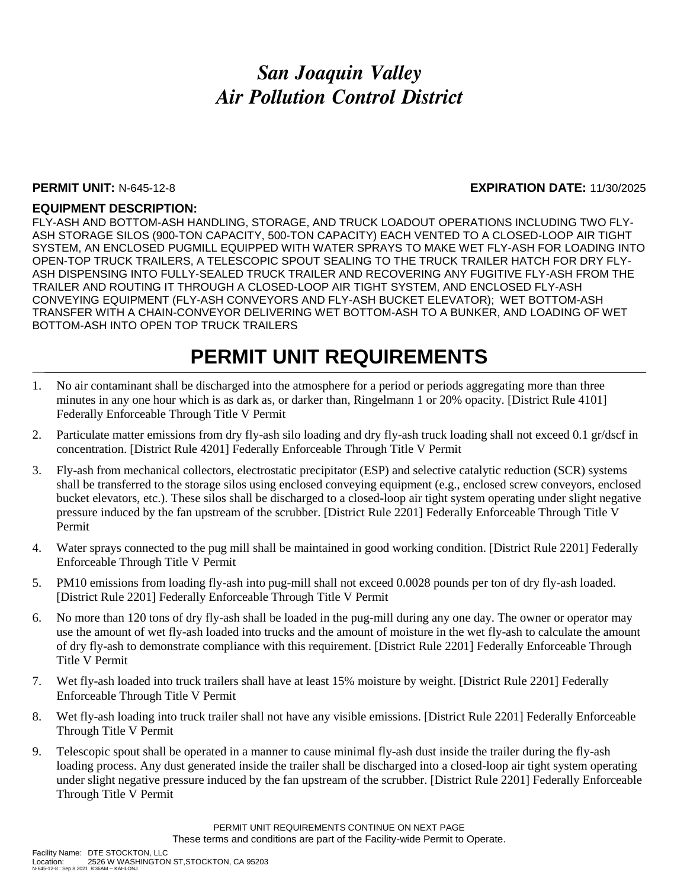# *San Joaquin Valley*
# *Air Pollution Control District*

**PERMIT UNIT:** N-645-12-8 **EXPIRATION DATE:** 11/30/2025

**EQUIPMENT DESCRIPTION:**

FLY-ASH AND BOTTOM-ASH HANDLING, STORAGE, AND TRUCK LOADOUT OPERATIONS INCLUDING TWO FLY-ASH STORAGE SILOS (900-TON CAPACITY, 500-TON CAPACITY) EACH VENTED TO A CLOSED-LOOP AIR TIGHT SYSTEM, AN ENCLOSED PUGMILL EQUIPPED WITH WATER SPRAYS TO MAKE WET FLY-ASH FOR LOADING INTO OPEN-TOP TRUCK TRAILERS, A TELESCOPIC SPOUT SEALING TO THE TRUCK TRAILER HATCH FOR DRY FLY-ASH DISPENSING INTO FULLY-SEALED TRUCK TRAILER AND RECOVERING ANY FUGITIVE FLY-ASH FROM THE TRAILER AND ROUTING IT THROUGH A CLOSED-LOOP AIR TIGHT SYSTEM, AND ENCLOSED FLY-ASH CONVEYING EQUIPMENT (FLY-ASH CONVEYORS AND FLY-ASH BUCKET ELEVATOR); WET BOTTOM-ASH TRANSFER WITH A CHAIN-CONVEYOR DELIVERING WET BOTTOM-ASH TO A BUNKER, AND LOADING OF WET BOTTOM-ASH INTO OPEN TOP TRUCK TRAILERS

# PERMIT UNIT REQUIREMENTS

1. No air contaminant shall be discharged into the atmosphere for a period or periods aggregating more than three minutes in any one hour which is as dark as, or darker than, Ringelmann 1 or 20% opacity. [District Rule 4101] Federally Enforceable Through Title V Permit
2. Particulate matter emissions from dry fly-ash silo loading and dry fly-ash truck loading shall not exceed 0.1 gr/dscf in concentration. [District Rule 4201] Federally Enforceable Through Title V Permit
3. Fly-ash from mechanical collectors, electrostatic precipitator (ESP) and selective catalytic reduction (SCR) systems shall be transferred to the storage silos using enclosed conveying equipment (e.g., enclosed screw conveyors, enclosed bucket elevators, etc.). These silos shall be discharged to a closed-loop air tight system operating under slight negative pressure induced by the fan upstream of the scrubber. [District Rule 2201] Federally Enforceable Through Title V Permit
4. Water sprays connected to the pug mill shall be maintained in good working condition. [District Rule 2201] Federally Enforceable Through Title V Permit
5. PM10 emissions from loading fly-ash into pug-mill shall not exceed 0.0028 pounds per ton of dry fly-ash loaded. [District Rule 2201] Federally Enforceable Through Title V Permit
6. No more than 120 tons of dry fly-ash shall be loaded in the pug-mill during any one day. The owner or operator may use the amount of wet fly-ash loaded into trucks and the amount of moisture in the wet fly-ash to calculate the amount of dry fly-ash to demonstrate compliance with this requirement. [District Rule 2201] Federally Enforceable Through Title V Permit
7. Wet fly-ash loaded into truck trailers shall have at least 15% moisture by weight. [District Rule 2201] Federally Enforceable Through Title V Permit
8. Wet fly-ash loading into truck trailer shall not have any visible emissions. [District Rule 2201] Federally Enforceable Through Title V Permit
9. Telescopic spout shall be operated in a manner to cause minimal fly-ash dust inside the trailer during the fly-ash loading process. Any dust generated inside the trailer shall be discharged into a closed-loop air tight system operating under slight negative pressure induced by the fan upstream of the scrubber. [District Rule 2201] Federally Enforceable Through Title V Permit

PERMIT UNIT REQUIREMENTS CONTINUE ON NEXT PAGE

These terms and conditions are part of the Facility-wide Permit to Operate.

Facility Name: DTE STOCKTON, LLC
Location: 2526 W WASHINGTON ST,STOCKTON, CA 95203
N-645-12-8 : Sep 8 2021 8:36AM -- KAHLONJ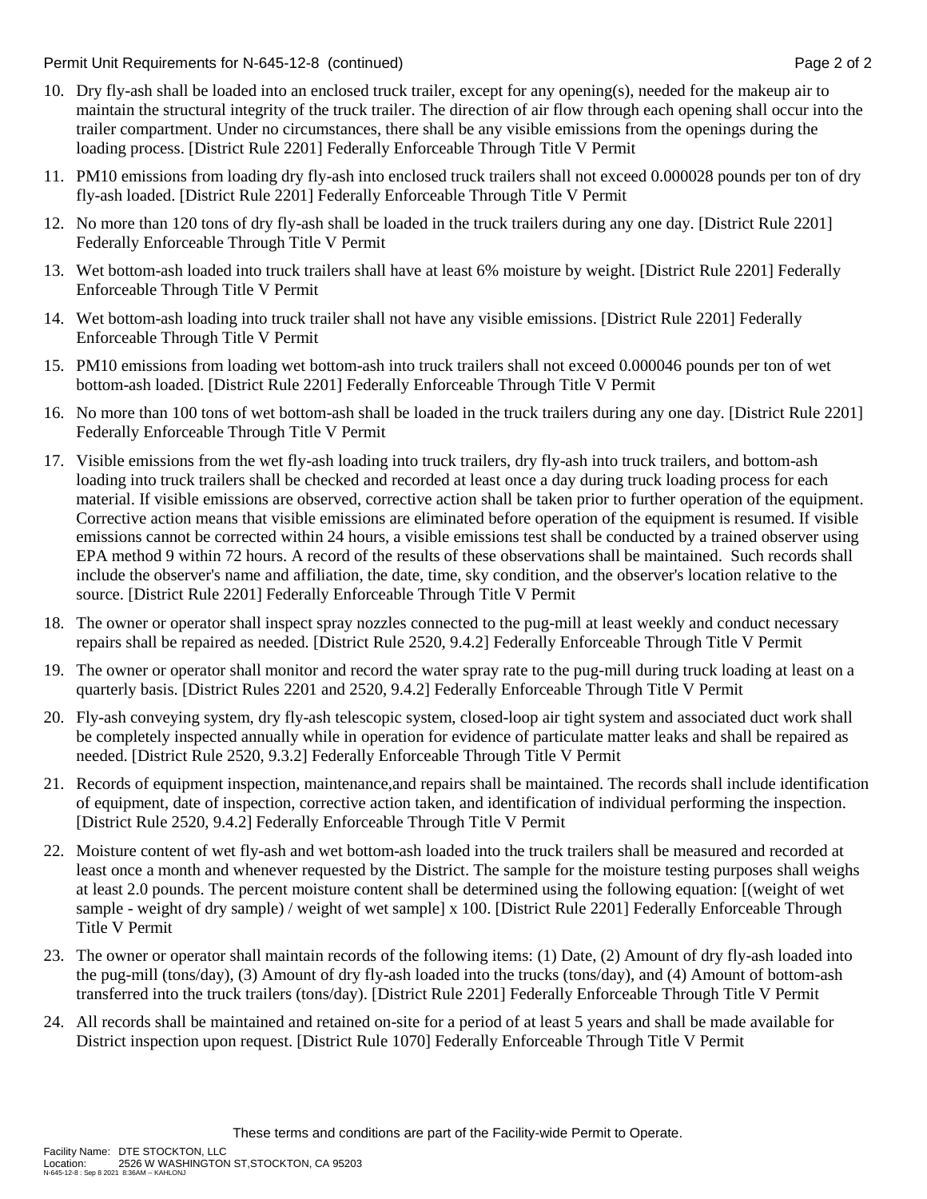Permit Unit Requirements for N-645-12-8 (continued)

10. Dry fly-ash shall be loaded into an enclosed truck trailer, except for any opening(s), needed for the makeup air to maintain the structural integrity of the truck trailer. The direction of air flow through each opening shall occur into the trailer compartment. Under no circumstances, there shall be any visible emissions from the openings during the loading process. [District Rule 2201] Federally Enforceable Through Title V Permit

11. PM10 emissions from loading dry fly-ash into enclosed truck trailers shall not exceed 0.000028 pounds per ton of dry fly-ash loaded. [District Rule 2201] Federally Enforceable Through Title V Permit

12. No more than 120 tons of dry fly-ash shall be loaded in the truck trailers during any one day. [District Rule 2201] Federally Enforceable Through Title V Permit

13. Wet bottom-ash loaded into truck trailers shall have at least 6% moisture by weight. [District Rule 2201] Federally Enforceable Through Title V Permit

14. Wet bottom-ash loading into truck trailer shall not have any visible emissions. [District Rule 2201] Federally Enforceable Through Title V Permit

15. PM10 emissions from loading wet bottom-ash into truck trailers shall not exceed 0.000046 pounds per ton of wet bottom-ash loaded. [District Rule 2201] Federally Enforceable Through Title V Permit

16. No more than 100 tons of wet bottom-ash shall be loaded in the truck trailers during any one day. [District Rule 2201] Federally Enforceable Through Title V Permit

17. Visible emissions from the wet fly-ash loading into truck trailers, dry fly-ash into truck trailers, and bottom-ash loading into truck trailers shall be checked and recorded at least once a day during truck loading process for each material. If visible emissions are observed, corrective action shall be taken prior to further operation of the equipment. Corrective action means that visible emissions are eliminated before operation of the equipment is resumed. If visible emissions cannot be corrected within 24 hours, a visible emissions test shall be conducted by a trained observer using EPA method 9 within 72 hours. A record of the results of these observations shall be maintained. Such records shall include the observer's name and affiliation, the date, time, sky condition, and the observer's location relative to the source. [District Rule 2201] Federally Enforceable Through Title V Permit

18. The owner or operator shall inspect spray nozzles connected to the pug-mill at least weekly and conduct necessary repairs shall be repaired as needed. [District Rule 2520, 9.4.2] Federally Enforceable Through Title V Permit

19. The owner or operator shall monitor and record the water spray rate to the pug-mill during truck loading at least on a quarterly basis. [District Rules 2201 and 2520, 9.4.2] Federally Enforceable Through Title V Permit

20. Fly-ash conveying system, dry fly-ash telescopic system, closed-loop air tight system and associated duct work shall be completely inspected annually while in operation for evidence of particulate matter leaks and shall be repaired as needed. [District Rule 2520, 9.3.2] Federally Enforceable Through Title V Permit

21. Records of equipment inspection, maintenance,and repairs shall be maintained. The records shall include identification of equipment, date of inspection, corrective action taken, and identification of individual performing the inspection. [District Rule 2520, 9.4.2] Federally Enforceable Through Title V Permit

22. Moisture content of wet fly-ash and wet bottom-ash loaded into the truck trailers shall be measured and recorded at least once a month and whenever requested by the District. The sample for the moisture testing purposes shall weighs at least 2.0 pounds. The percent moisture content shall be determined using the following equation: [(weight of wet sample - weight of dry sample) / weight of wet sample] x 100. [District Rule 2201] Federally Enforceable Through Title V Permit

23. The owner or operator shall maintain records of the following items: (1) Date, (2) Amount of dry fly-ash loaded into the pug-mill (tons/day), (3) Amount of dry fly-ash loaded into the trucks (tons/day), and (4) Amount of bottom-ash transferred into the truck trailers (tons/day). [District Rule 2201] Federally Enforceable Through Title V Permit

24. All records shall be maintained and retained on-site for a period of at least 5 years and shall be made available for District inspection upon request. [District Rule 1070] Federally Enforceable Through Title V Permit

These terms and conditions are part of the Facility-wide Permit to Operate.

Facility Name: DTE STOCKTON, LLC
Location: 2526 W WASHINGTON ST,STOCKTON, CA 95203
N-645-12-8 : Sep 8 2021 8:36AM -- KAHLONJ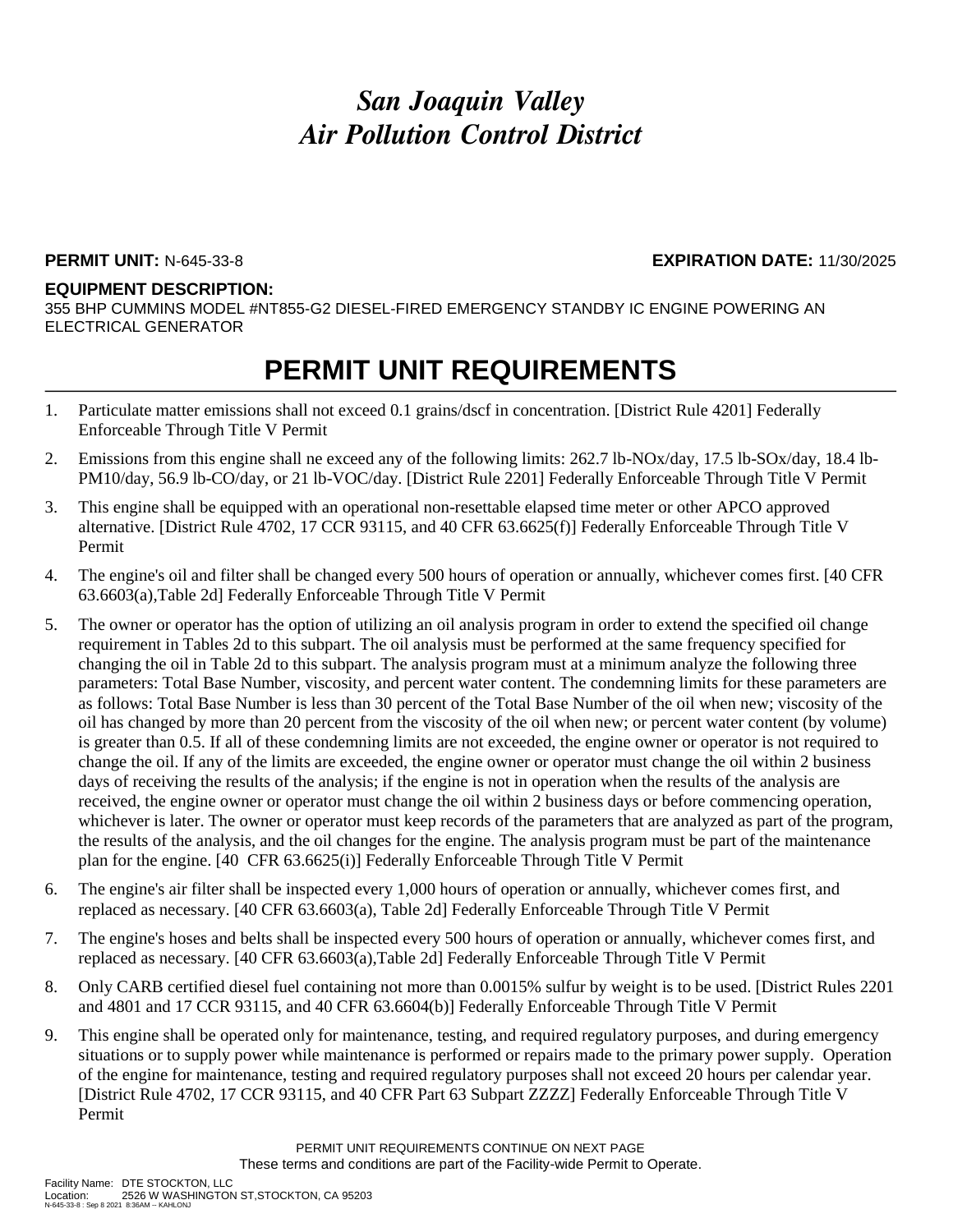# *San Joaquin Valley*
# *Air Pollution Control District*

**PERMIT UNIT:** N-645-33-8 **EXPIRATION DATE:** 11/30/2025

**EQUIPMENT DESCRIPTION:**
355 BHP CUMMINS MODEL #NT855-G2 DIESEL-FIRED EMERGENCY STANDBY IC ENGINE POWERING AN ELECTRICAL GENERATOR

## PERMIT UNIT REQUIREMENTS

1. Particulate matter emissions shall not exceed 0.1 grains/dscf in concentration. [District Rule 4201] Federally Enforceable Through Title V Permit
2. Emissions from this engine shall ne exceed any of the following limits: 262.7 lb-NOx/day, 17.5 lb-SOx/day, 18.4 lb-PM10/day, 56.9 lb-CO/day, or 21 lb-VOC/day. [District Rule 2201] Federally Enforceable Through Title V Permit
3. This engine shall be equipped with an operational non-resettable elapsed time meter or other APCO approved alternative. [District Rule 4702, 17 CCR 93115, and 40 CFR 63.6625(f)] Federally Enforceable Through Title V Permit
4. The engine's oil and filter shall be changed every 500 hours of operation or annually, whichever comes first. [40 CFR 63.6603(a),Table 2d] Federally Enforceable Through Title V Permit
5. The owner or operator has the option of utilizing an oil analysis program in order to extend the specified oil change requirement in Tables 2d to this subpart. The oil analysis must be performed at the same frequency specified for changing the oil in Table 2d to this subpart. The analysis program must at a minimum analyze the following three parameters: Total Base Number, viscosity, and percent water content. The condemning limits for these parameters are as follows: Total Base Number is less than 30 percent of the Total Base Number of the oil when new; viscosity of the oil has changed by more than 20 percent from the viscosity of the oil when new; or percent water content (by volume) is greater than 0.5. If all of these condemning limits are not exceeded, the engine owner or operator is not required to change the oil. If any of the limits are exceeded, the engine owner or operator must change the oil within 2 business days of receiving the results of the analysis; if the engine is not in operation when the results of the analysis are received, the engine owner or operator must change the oil within 2 business days or before commencing operation, whichever is later. The owner or operator must keep records of the parameters that are analyzed as part of the program, the results of the analysis, and the oil changes for the engine. The analysis program must be part of the maintenance plan for the engine. [40 CFR 63.6625(i)] Federally Enforceable Through Title V Permit
6. The engine's air filter shall be inspected every 1,000 hours of operation or annually, whichever comes first, and replaced as necessary. [40 CFR 63.6603(a), Table 2d] Federally Enforceable Through Title V Permit
7. The engine's hoses and belts shall be inspected every 500 hours of operation or annually, whichever comes first, and replaced as necessary. [40 CFR 63.6603(a),Table 2d] Federally Enforceable Through Title V Permit
8. Only CARB certified diesel fuel containing not more than 0.0015% sulfur by weight is to be used. [District Rules 2201 and 4801 and 17 CCR 93115, and 40 CFR 63.6604(b)] Federally Enforceable Through Title V Permit
9. This engine shall be operated only for maintenance, testing, and required regulatory purposes, and during emergency situations or to supply power while maintenance is performed or repairs made to the primary power supply. Operation of the engine for maintenance, testing and required regulatory purposes shall not exceed 20 hours per calendar year. [District Rule 4702, 17 CCR 93115, and 40 CFR Part 63 Subpart ZZZZ] Federally Enforceable Through Title V Permit

PERMIT UNIT REQUIREMENTS CONTINUE ON NEXT PAGE
These terms and conditions are part of the Facility-wide Permit to Operate.

Facility Name: DTE STOCKTON, LLC
Location: 2526 W WASHINGTON ST,STOCKTON, CA 95203
N-645-33-8 : Sep 8 2021 8:36AM -- KAHLONJ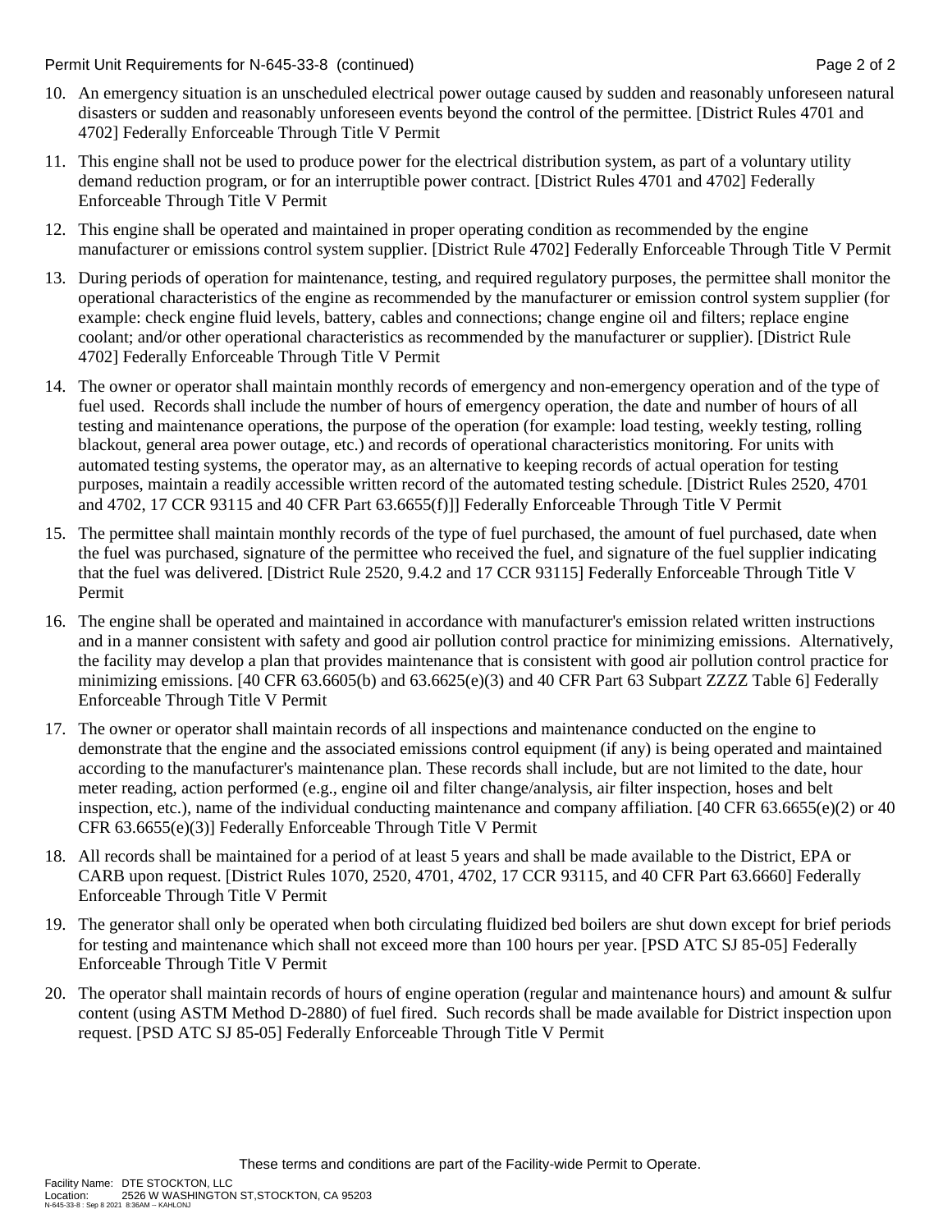10. An emergency situation is an unscheduled electrical power outage caused by sudden and reasonably unforeseen natural disasters or sudden and reasonably unforeseen events beyond the control of the permittee. [District Rules 4701 and 4702] Federally Enforceable Through Title V Permit

11. This engine shall not be used to produce power for the electrical distribution system, as part of a voluntary utility demand reduction program, or for an interruptible power contract. [District Rules 4701 and 4702] Federally Enforceable Through Title V Permit

12. This engine shall be operated and maintained in proper operating condition as recommended by the engine manufacturer or emissions control system supplier. [District Rule 4702] Federally Enforceable Through Title V Permit

13. During periods of operation for maintenance, testing, and required regulatory purposes, the permittee shall monitor the operational characteristics of the engine as recommended by the manufacturer or emission control system supplier (for example: check engine fluid levels, battery, cables and connections; change engine oil and filters; replace engine coolant; and/or other operational characteristics as recommended by the manufacturer or supplier). [District Rule 4702] Federally Enforceable Through Title V Permit

14. The owner or operator shall maintain monthly records of emergency and non-emergency operation and of the type of fuel used. Records shall include the number of hours of emergency operation, the date and number of hours of all testing and maintenance operations, the purpose of the operation (for example: load testing, weekly testing, rolling blackout, general area power outage, etc.) and records of operational characteristics monitoring. For units with automated testing systems, the operator may, as an alternative to keeping records of actual operation for testing purposes, maintain a readily accessible written record of the automated testing schedule. [District Rules 2520, 4701 and 4702, 17 CCR 93115 and 40 CFR Part 63.6655(f)]] Federally Enforceable Through Title V Permit

15. The permittee shall maintain monthly records of the type of fuel purchased, the amount of fuel purchased, date when the fuel was purchased, signature of the permittee who received the fuel, and signature of the fuel supplier indicating that the fuel was delivered. [District Rule 2520, 9.4.2 and 17 CCR 93115] Federally Enforceable Through Title V Permit

16. The engine shall be operated and maintained in accordance with manufacturer's emission related written instructions and in a manner consistent with safety and good air pollution control practice for minimizing emissions. Alternatively, the facility may develop a plan that provides maintenance that is consistent with good air pollution control practice for minimizing emissions. [40 CFR 63.6605(b) and 63.6625(e)(3) and 40 CFR Part 63 Subpart ZZZZ Table 6] Federally Enforceable Through Title V Permit

17. The owner or operator shall maintain records of all inspections and maintenance conducted on the engine to demonstrate that the engine and the associated emissions control equipment (if any) is being operated and maintained according to the manufacturer's maintenance plan. These records shall include, but are not limited to the date, hour meter reading, action performed (e.g., engine oil and filter change/analysis, air filter inspection, hoses and belt inspection, etc.), name of the individual conducting maintenance and company affiliation. [40 CFR 63.6655(e)(2) or 40 CFR 63.6655(e)(3)] Federally Enforceable Through Title V Permit

18. All records shall be maintained for a period of at least 5 years and shall be made available to the District, EPA or CARB upon request. [District Rules 1070, 2520, 4701, 4702, 17 CCR 93115, and 40 CFR Part 63.6660] Federally Enforceable Through Title V Permit

19. The generator shall only be operated when both circulating fluidized bed boilers are shut down except for brief periods for testing and maintenance which shall not exceed more than 100 hours per year. [PSD ATC SJ 85-05] Federally Enforceable Through Title V Permit

20. The operator shall maintain records of hours of engine operation (regular and maintenance hours) and amount & sulfur content (using ASTM Method D-2880) of fuel fired. Such records shall be made available for District inspection upon request. [PSD ATC SJ 85-05] Federally Enforceable Through Title V Permit

These terms and conditions are part of the Facility-wide Permit to Operate.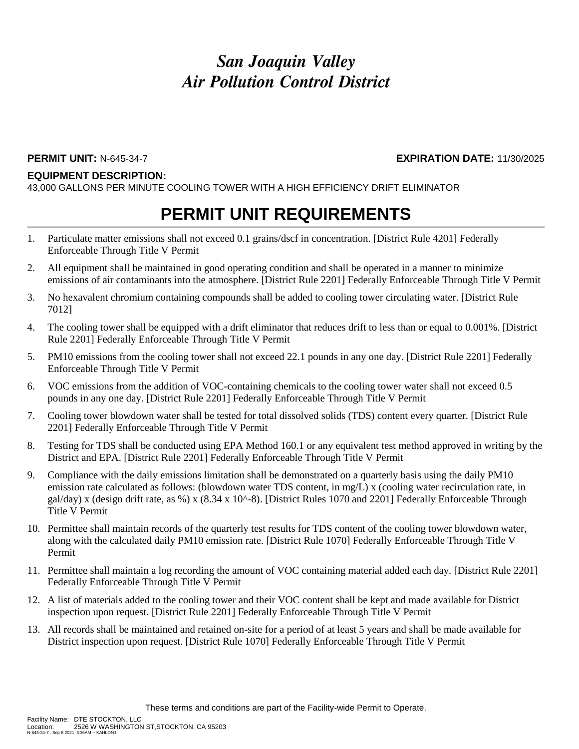# *San Joaquin Valley Air Pollution Control District*

**PERMIT UNIT:** N-645-34-7 **EXPIRATION DATE:** 11/30/2025

**EQUIPMENT DESCRIPTION:**
43,000 GALLONS PER MINUTE COOLING TOWER WITH A HIGH EFFICIENCY DRIFT ELIMINATOR

## PERMIT UNIT REQUIREMENTS

1. Particulate matter emissions shall not exceed 0.1 grains/dscf in concentration. [District Rule 4201] Federally Enforceable Through Title V Permit
2. All equipment shall be maintained in good operating condition and shall be operated in a manner to minimize emissions of air contaminants into the atmosphere. [District Rule 2201] Federally Enforceable Through Title V Permit
3. No hexavalent chromium containing compounds shall be added to cooling tower circulating water. [District Rule 7012]
4. The cooling tower shall be equipped with a drift eliminator that reduces drift to less than or equal to 0.001%. [District Rule 2201] Federally Enforceable Through Title V Permit
5. PM10 emissions from the cooling tower shall not exceed 22.1 pounds in any one day. [District Rule 2201] Federally Enforceable Through Title V Permit
6. VOC emissions from the addition of VOC-containing chemicals to the cooling tower water shall not exceed 0.5 pounds in any one day. [District Rule 2201] Federally Enforceable Through Title V Permit
7. Cooling tower blowdown water shall be tested for total dissolved solids (TDS) content every quarter. [District Rule 2201] Federally Enforceable Through Title V Permit
8. Testing for TDS shall be conducted using EPA Method 160.1 or any equivalent test method approved in writing by the District and EPA. [District Rule 2201] Federally Enforceable Through Title V Permit
9. Compliance with the daily emissions limitation shall be demonstrated on a quarterly basis using the daily PM10 emission rate calculated as follows: (blowdown water TDS content, in mg/L) x (cooling water recirculation rate, in gal/day) x (design drift rate, as %) x (8.34 x 10^-8). [District Rules 1070 and 2201] Federally Enforceable Through Title V Permit
10. Permittee shall maintain records of the quarterly test results for TDS content of the cooling tower blowdown water, along with the calculated daily PM10 emission rate. [District Rule 1070] Federally Enforceable Through Title V Permit
11. Permittee shall maintain a log recording the amount of VOC containing material added each day. [District Rule 2201] Federally Enforceable Through Title V Permit
12. A list of materials added to the cooling tower and their VOC content shall be kept and made available for District inspection upon request. [District Rule 2201] Federally Enforceable Through Title V Permit
13. All records shall be maintained and retained on-site for a period of at least 5 years and shall be made available for District inspection upon request. [District Rule 1070] Federally Enforceable Through Title V Permit

These terms and conditions are part of the Facility-wide Permit to Operate.

Facility Name: DTE STOCKTON, LLC
Location: 2526 W WASHINGTON ST,STOCKTON, CA 95203
N-645-34-7 : Sep 8 2021 8:36AM -- KAHLONJ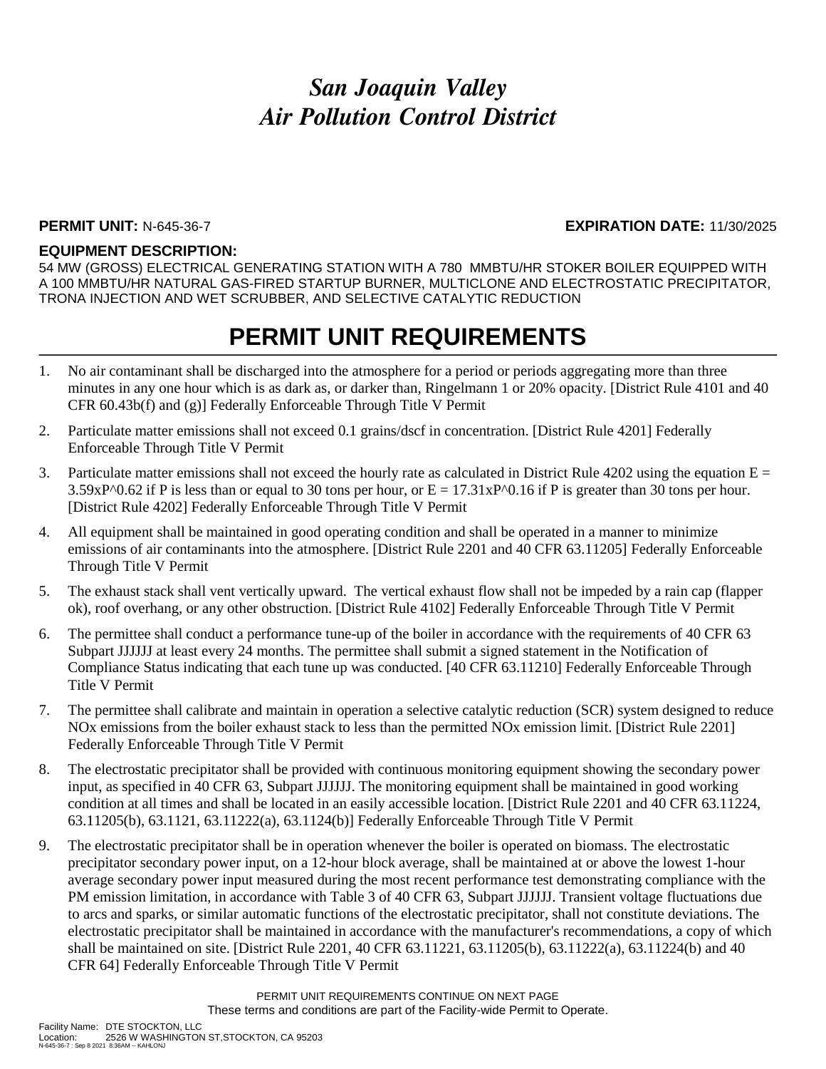# *San Joaquin Valley*
# *Air Pollution Control District*

**PERMIT UNIT:** N-645-36-7 **EXPIRATION DATE:** 11/30/2025

**EQUIPMENT DESCRIPTION:**

54 MW (GROSS) ELECTRICAL GENERATING STATION WITH A 780 MMBTU/HR STOKER BOILER EQUIPPED WITH A 100 MMBTU/HR NATURAL GAS-FIRED STARTUP BURNER, MULTICLONE AND ELECTROSTATIC PRECIPITATOR, TRONA INJECTION AND WET SCRUBBER, AND SELECTIVE CATALYTIC REDUCTION

## PERMIT UNIT REQUIREMENTS

1. No air contaminant shall be discharged into the atmosphere for a period or periods aggregating more than three minutes in any one hour which is as dark as, or darker than, Ringelmann 1 or 20% opacity. [District Rule 4101 and 40 CFR 60.43b(f) and (g)] Federally Enforceable Through Title V Permit
2. Particulate matter emissions shall not exceed 0.1 grains/dscf in concentration. [District Rule 4201] Federally Enforceable Through Title V Permit
3. Particulate matter emissions shall not exceed the hourly rate as calculated in District Rule 4202 using the equation $E = 3.59xP^{0.62}$ if P is less than or equal to 30 tons per hour, or $E = 17.31xP^{0.16}$ if P is greater than 30 tons per hour. [District Rule 4202] Federally Enforceable Through Title V Permit
4. All equipment shall be maintained in good operating condition and shall be operated in a manner to minimize emissions of air contaminants into the atmosphere. [District Rule 2201 and 40 CFR 63.11205] Federally Enforceable Through Title V Permit
5. The exhaust stack shall vent vertically upward. The vertical exhaust flow shall not be impeded by a rain cap (flapper ok), roof overhang, or any other obstruction. [District Rule 4102] Federally Enforceable Through Title V Permit
6. The permittee shall conduct a performance tune-up of the boiler in accordance with the requirements of 40 CFR 63 Subpart JJJJJJ at least every 24 months. The permittee shall submit a signed statement in the Notification of Compliance Status indicating that each tune up was conducted. [40 CFR 63.11210] Federally Enforceable Through Title V Permit
7. The permittee shall calibrate and maintain in operation a selective catalytic reduction (SCR) system designed to reduce NOx emissions from the boiler exhaust stack to less than the permitted NOx emission limit. [District Rule 2201] Federally Enforceable Through Title V Permit
8. The electrostatic precipitator shall be provided with continuous monitoring equipment showing the secondary power input, as specified in 40 CFR 63, Subpart JJJJJJ. The monitoring equipment shall be maintained in good working condition at all times and shall be located in an easily accessible location. [District Rule 2201 and 40 CFR 63.11224, 63.11205(b), 63.1121, 63.11222(a), 63.1124(b)] Federally Enforceable Through Title V Permit
9. The electrostatic precipitator shall be in operation whenever the boiler is operated on biomass. The electrostatic precipitator secondary power input, on a 12-hour block average, shall be maintained at or above the lowest 1-hour average secondary power input measured during the most recent performance test demonstrating compliance with the PM emission limitation, in accordance with Table 3 of 40 CFR 63, Subpart JJJJJJ. Transient voltage fluctuations due to arcs and sparks, or similar automatic functions of the electrostatic precipitator, shall not constitute deviations. The electrostatic precipitator shall be maintained in accordance with the manufacturer's recommendations, a copy of which shall be maintained on site. [District Rule 2201, 40 CFR 63.11221, 63.11205(b), 63.11222(a), 63.11224(b) and 40 CFR 64] Federally Enforceable Through Title V Permit

PERMIT UNIT REQUIREMENTS CONTINUE ON NEXT PAGE

These terms and conditions are part of the Facility-wide Permit to Operate.

Facility Name: DTE STOCKTON, LLC
Location: 2526 W WASHINGTON ST,STOCKTON, CA 95203
N-645-36-7 : Sep 8 2021 8:36AM -- KAHLONJ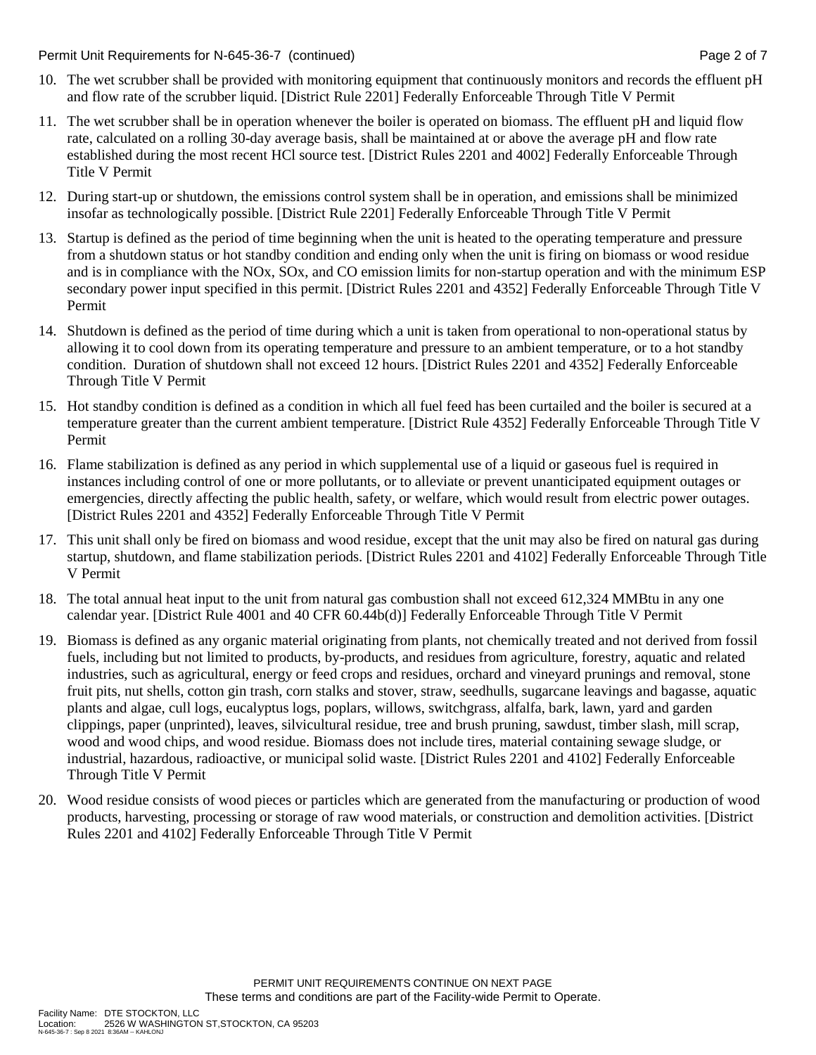10. The wet scrubber shall be provided with monitoring equipment that continuously monitors and records the effluent pH and flow rate of the scrubber liquid. [District Rule 2201] Federally Enforceable Through Title V Permit

11. The wet scrubber shall be in operation whenever the boiler is operated on biomass. The effluent pH and liquid flow rate, calculated on a rolling 30-day average basis, shall be maintained at or above the average pH and flow rate established during the most recent HCl source test. [District Rules 2201 and 4002] Federally Enforceable Through Title V Permit

12. During start-up or shutdown, the emissions control system shall be in operation, and emissions shall be minimized insofar as technologically possible. [District Rule 2201] Federally Enforceable Through Title V Permit

13. Startup is defined as the period of time beginning when the unit is heated to the operating temperature and pressure from a shutdown status or hot standby condition and ending only when the unit is firing on biomass or wood residue and is in compliance with the NOx, SOx, and CO emission limits for non-startup operation and with the minimum ESP secondary power input specified in this permit. [District Rules 2201 and 4352] Federally Enforceable Through Title V Permit

14. Shutdown is defined as the period of time during which a unit is taken from operational to non-operational status by allowing it to cool down from its operating temperature and pressure to an ambient temperature, or to a hot standby condition. Duration of shutdown shall not exceed 12 hours. [District Rules 2201 and 4352] Federally Enforceable Through Title V Permit

15. Hot standby condition is defined as a condition in which all fuel feed has been curtailed and the boiler is secured at a temperature greater than the current ambient temperature. [District Rule 4352] Federally Enforceable Through Title V Permit

16. Flame stabilization is defined as any period in which supplemental use of a liquid or gaseous fuel is required in instances including control of one or more pollutants, or to alleviate or prevent unanticipated equipment outages or emergencies, directly affecting the public health, safety, or welfare, which would result from electric power outages. [District Rules 2201 and 4352] Federally Enforceable Through Title V Permit

17. This unit shall only be fired on biomass and wood residue, except that the unit may also be fired on natural gas during startup, shutdown, and flame stabilization periods. [District Rules 2201 and 4102] Federally Enforceable Through Title V Permit

18. The total annual heat input to the unit from natural gas combustion shall not exceed 612,324 MMBtu in any one calendar year. [District Rule 4001 and 40 CFR 60.44b(d)] Federally Enforceable Through Title V Permit

19. Biomass is defined as any organic material originating from plants, not chemically treated and not derived from fossil fuels, including but not limited to products, by-products, and residues from agriculture, forestry, aquatic and related industries, such as agricultural, energy or feed crops and residues, orchard and vineyard prunings and removal, stone fruit pits, nut shells, cotton gin trash, corn stalks and stover, straw, seedhulls, sugarcane leavings and bagasse, aquatic plants and algae, cull logs, eucalyptus logs, poplars, willows, switchgrass, alfalfa, bark, lawn, yard and garden clippings, paper (unprinted), leaves, silvicultural residue, tree and brush pruning, sawdust, timber slash, mill scrap, wood and wood chips, and wood residue. Biomass does not include tires, material containing sewage sludge, or industrial, hazardous, radioactive, or municipal solid waste. [District Rules 2201 and 4102] Federally Enforceable Through Title V Permit

20. Wood residue consists of wood pieces or particles which are generated from the manufacturing or production of wood products, harvesting, processing or storage of raw wood materials, or construction and demolition activities. [District Rules 2201 and 4102] Federally Enforceable Through Title V Permit

PERMIT UNIT REQUIREMENTS CONTINUE ON NEXT PAGE
These terms and conditions are part of the Facility-wide Permit to Operate.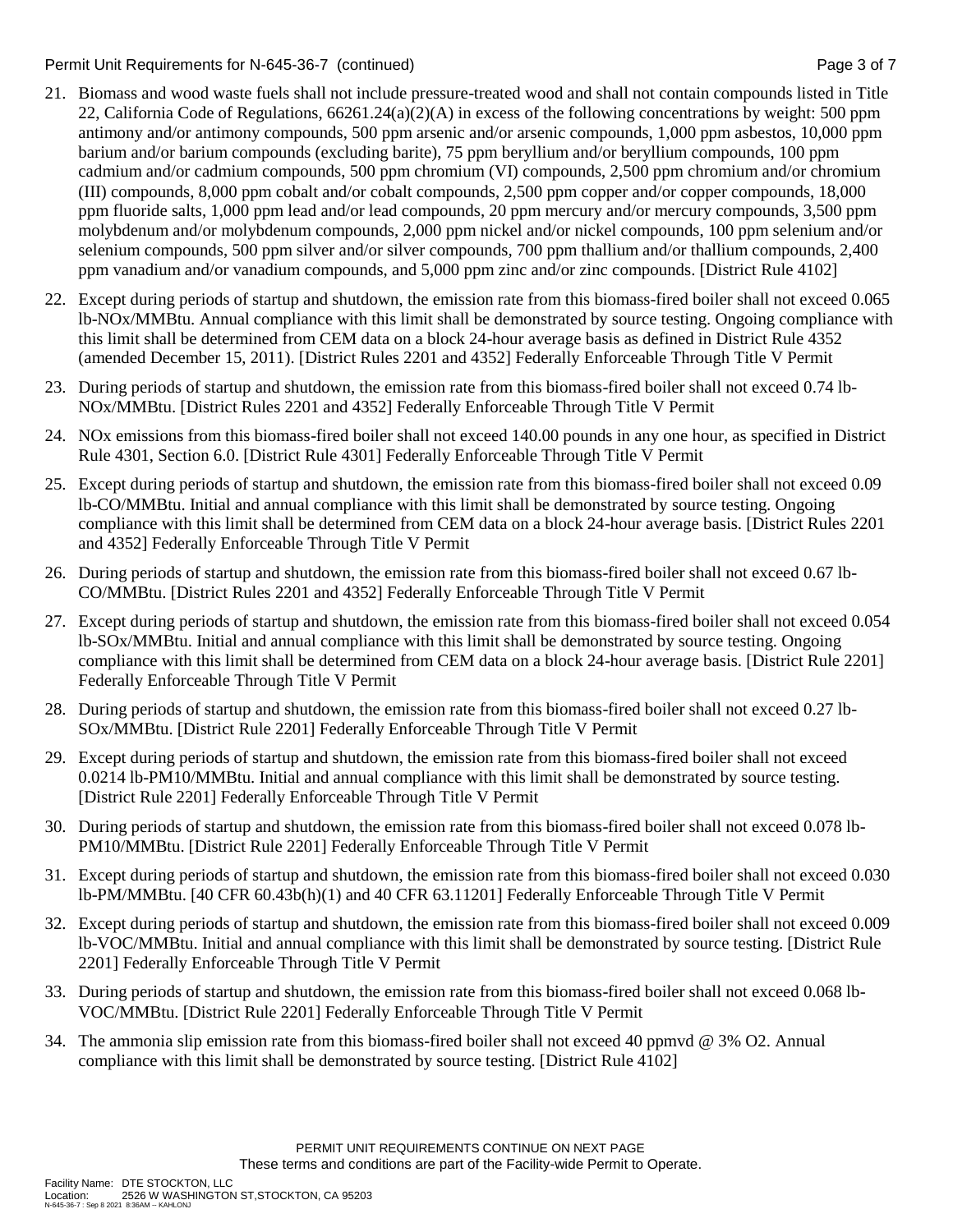21. Biomass and wood waste fuels shall not include pressure-treated wood and shall not contain compounds listed in Title 22, California Code of Regulations, 66261.24(a)(2)(A) in excess of the following concentrations by weight: 500 ppm antimony and/or antimony compounds, 500 ppm arsenic and/or arsenic compounds, 1,000 ppm asbestos, 10,000 ppm barium and/or barium compounds (excluding barite), 75 ppm beryllium and/or beryllium compounds, 100 ppm cadmium and/or cadmium compounds, 500 ppm chromium (VI) compounds, 2,500 ppm chromium and/or chromium (III) compounds, 8,000 ppm cobalt and/or cobalt compounds, 2,500 ppm copper and/or copper compounds, 18,000 ppm fluoride salts, 1,000 ppm lead and/or lead compounds, 20 ppm mercury and/or mercury compounds, 3,500 ppm molybdenum and/or molybdenum compounds, 2,000 ppm nickel and/or nickel compounds, 100 ppm selenium and/or selenium compounds, 500 ppm silver and/or silver compounds, 700 ppm thallium and/or thallium compounds, 2,400 ppm vanadium and/or vanadium compounds, and 5,000 ppm zinc and/or zinc compounds. [District Rule 4102]

22. Except during periods of startup and shutdown, the emission rate from this biomass-fired boiler shall not exceed 0.065 lb-NOx/MMBtu. Annual compliance with this limit shall be demonstrated by source testing. Ongoing compliance with this limit shall be determined from CEM data on a block 24-hour average basis as defined in District Rule 4352 (amended December 15, 2011). [District Rules 2201 and 4352] Federally Enforceable Through Title V Permit

23. During periods of startup and shutdown, the emission rate from this biomass-fired boiler shall not exceed 0.74 lb-NOx/MMBtu. [District Rules 2201 and 4352] Federally Enforceable Through Title V Permit

24. NOx emissions from this biomass-fired boiler shall not exceed 140.00 pounds in any one hour, as specified in District Rule 4301, Section 6.0. [District Rule 4301] Federally Enforceable Through Title V Permit

25. Except during periods of startup and shutdown, the emission rate from this biomass-fired boiler shall not exceed 0.09 lb-CO/MMBtu. Initial and annual compliance with this limit shall be demonstrated by source testing. Ongoing compliance with this limit shall be determined from CEM data on a block 24-hour average basis. [District Rules 2201 and 4352] Federally Enforceable Through Title V Permit

26. During periods of startup and shutdown, the emission rate from this biomass-fired boiler shall not exceed 0.67 lb-CO/MMBtu. [District Rules 2201 and 4352] Federally Enforceable Through Title V Permit

27. Except during periods of startup and shutdown, the emission rate from this biomass-fired boiler shall not exceed 0.054 lb-SOx/MMBtu. Initial and annual compliance with this limit shall be demonstrated by source testing. Ongoing compliance with this limit shall be determined from CEM data on a block 24-hour average basis. [District Rule 2201] Federally Enforceable Through Title V Permit

28. During periods of startup and shutdown, the emission rate from this biomass-fired boiler shall not exceed 0.27 lb-SOx/MMBtu. [District Rule 2201] Federally Enforceable Through Title V Permit

29. Except during periods of startup and shutdown, the emission rate from this biomass-fired boiler shall not exceed 0.0214 lb-PM10/MMBtu. Initial and annual compliance with this limit shall be demonstrated by source testing. [District Rule 2201] Federally Enforceable Through Title V Permit

30. During periods of startup and shutdown, the emission rate from this biomass-fired boiler shall not exceed 0.078 lb-PM10/MMBtu. [District Rule 2201] Federally Enforceable Through Title V Permit

31. Except during periods of startup and shutdown, the emission rate from this biomass-fired boiler shall not exceed 0.030 lb-PM/MMBtu. [40 CFR 60.43b(h)(1) and 40 CFR 63.11201] Federally Enforceable Through Title V Permit

32. Except during periods of startup and shutdown, the emission rate from this biomass-fired boiler shall not exceed 0.009 lb-VOC/MMBtu. Initial and annual compliance with this limit shall be demonstrated by source testing. [District Rule 2201] Federally Enforceable Through Title V Permit

33. During periods of startup and shutdown, the emission rate from this biomass-fired boiler shall not exceed 0.068 lb-VOC/MMBtu. [District Rule 2201] Federally Enforceable Through Title V Permit

34. The ammonia slip emission rate from this biomass-fired boiler shall not exceed 40 ppmvd @ 3% O2. Annual compliance with this limit shall be demonstrated by source testing. [District Rule 4102]

PERMIT UNIT REQUIREMENTS CONTINUE ON NEXT PAGE

These terms and conditions are part of the Facility-wide Permit to Operate.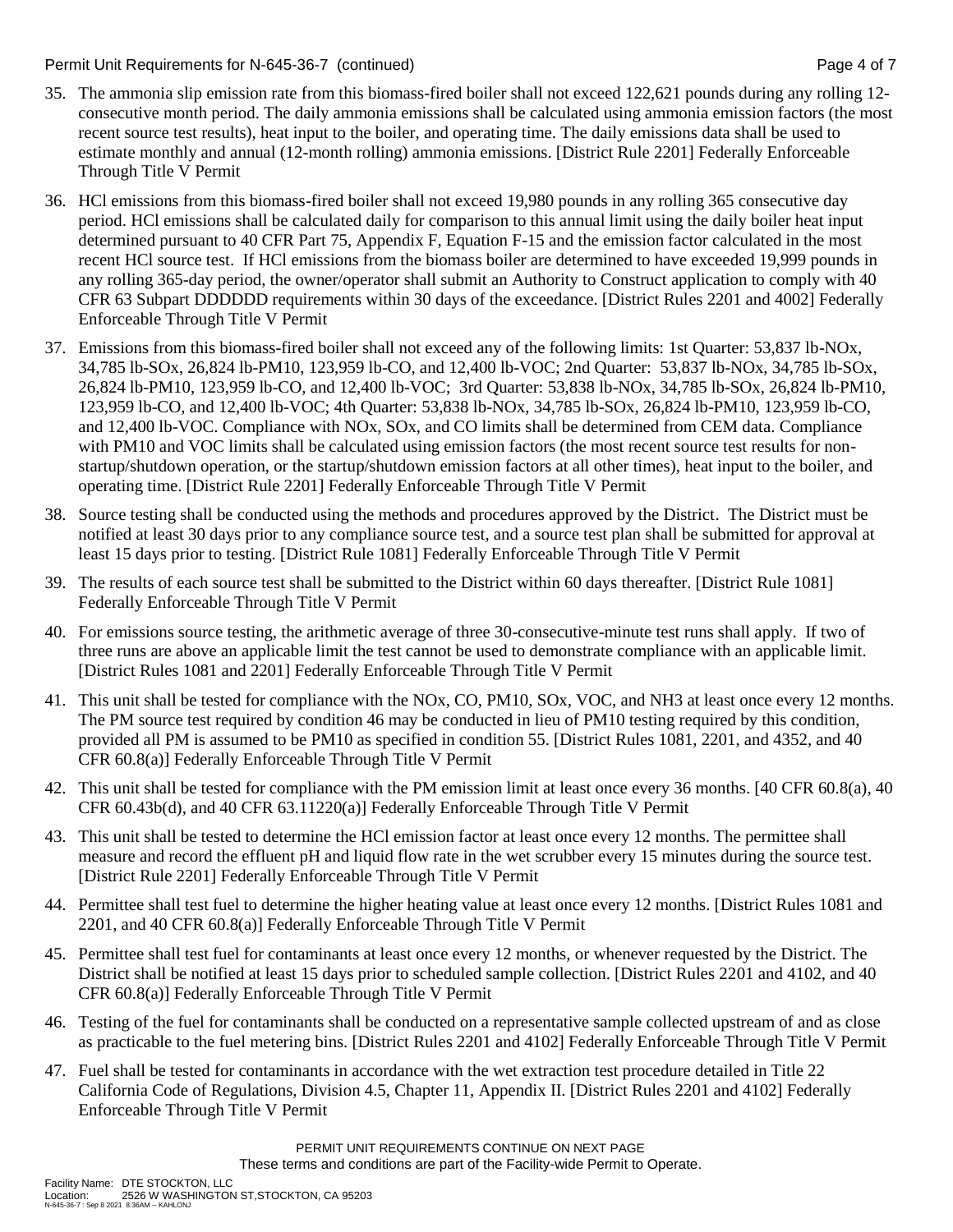35. The ammonia slip emission rate from this biomass-fired boiler shall not exceed 122,621 pounds during any rolling 12-consecutive month period. The daily ammonia emissions shall be calculated using ammonia emission factors (the most recent source test results), heat input to the boiler, and operating time. The daily emissions data shall be used to estimate monthly and annual (12-month rolling) ammonia emissions. [District Rule 2201] Federally Enforceable Through Title V Permit

36. HCl emissions from this biomass-fired boiler shall not exceed 19,980 pounds in any rolling 365 consecutive day period. HCl emissions shall be calculated daily for comparison to this annual limit using the daily boiler heat input determined pursuant to 40 CFR Part 75, Appendix F, Equation F-15 and the emission factor calculated in the most recent HCl source test. If HCl emissions from the biomass boiler are determined to have exceeded 19,999 pounds in any rolling 365-day period, the owner/operator shall submit an Authority to Construct application to comply with 40 CFR 63 Subpart DDDDDD requirements within 30 days of the exceedance. [District Rules 2201 and 4002] Federally Enforceable Through Title V Permit

37. Emissions from this biomass-fired boiler shall not exceed any of the following limits: 1st Quarter: 53,837 lb-NOx, 34,785 lb-SOx, 26,824 lb-PM10, 123,959 lb-CO, and 12,400 lb-VOC; 2nd Quarter: 53,837 lb-NOx, 34,785 lb-SOx, 26,824 lb-PM10, 123,959 lb-CO, and 12,400 lb-VOC; 3rd Quarter: 53,838 lb-NOx, 34,785 lb-SOx, 26,824 lb-PM10, 123,959 lb-CO, and 12,400 lb-VOC; 4th Quarter: 53,838 lb-NOx, 34,785 lb-SOx, 26,824 lb-PM10, 123,959 lb-CO, and 12,400 lb-VOC. Compliance with NOx, SOx, and CO limits shall be determined from CEM data. Compliance with PM10 and VOC limits shall be calculated using emission factors (the most recent source test results for non-startup/shutdown operation, or the startup/shutdown emission factors at all other times), heat input to the boiler, and operating time. [District Rule 2201] Federally Enforceable Through Title V Permit

38. Source testing shall be conducted using the methods and procedures approved by the District. The District must be notified at least 30 days prior to any compliance source test, and a source test plan shall be submitted for approval at least 15 days prior to testing. [District Rule 1081] Federally Enforceable Through Title V Permit

39. The results of each source test shall be submitted to the District within 60 days thereafter. [District Rule 1081] Federally Enforceable Through Title V Permit

40. For emissions source testing, the arithmetic average of three 30-consecutive-minute test runs shall apply. If two of three runs are above an applicable limit the test cannot be used to demonstrate compliance with an applicable limit. [District Rules 1081 and 2201] Federally Enforceable Through Title V Permit

41. This unit shall be tested for compliance with the NOx, CO, PM10, SOx, VOC, and NH3 at least once every 12 months. The PM source test required by condition 46 may be conducted in lieu of PM10 testing required by this condition, provided all PM is assumed to be PM10 as specified in condition 55. [District Rules 1081, 2201, and 4352, and 40 CFR 60.8(a)] Federally Enforceable Through Title V Permit

42. This unit shall be tested for compliance with the PM emission limit at least once every 36 months. [40 CFR 60.8(a), 40 CFR 60.43b(d), and 40 CFR 63.11220(a)] Federally Enforceable Through Title V Permit

43. This unit shall be tested to determine the HCl emission factor at least once every 12 months. The permittee shall measure and record the effluent pH and liquid flow rate in the wet scrubber every 15 minutes during the source test. [District Rule 2201] Federally Enforceable Through Title V Permit

44. Permittee shall test fuel to determine the higher heating value at least once every 12 months. [District Rules 1081 and 2201, and 40 CFR 60.8(a)] Federally Enforceable Through Title V Permit

45. Permittee shall test fuel for contaminants at least once every 12 months, or whenever requested by the District. The District shall be notified at least 15 days prior to scheduled sample collection. [District Rules 2201 and 4102, and 40 CFR 60.8(a)] Federally Enforceable Through Title V Permit

46. Testing of the fuel for contaminants shall be conducted on a representative sample collected upstream of and as close as practicable to the fuel metering bins. [District Rules 2201 and 4102] Federally Enforceable Through Title V Permit

47. Fuel shall be tested for contaminants in accordance with the wet extraction test procedure detailed in Title 22 California Code of Regulations, Division 4.5, Chapter 11, Appendix II. [District Rules 2201 and 4102] Federally Enforceable Through Title V Permit

PERMIT UNIT REQUIREMENTS CONTINUE ON NEXT PAGE
These terms and conditions are part of the Facility-wide Permit to Operate.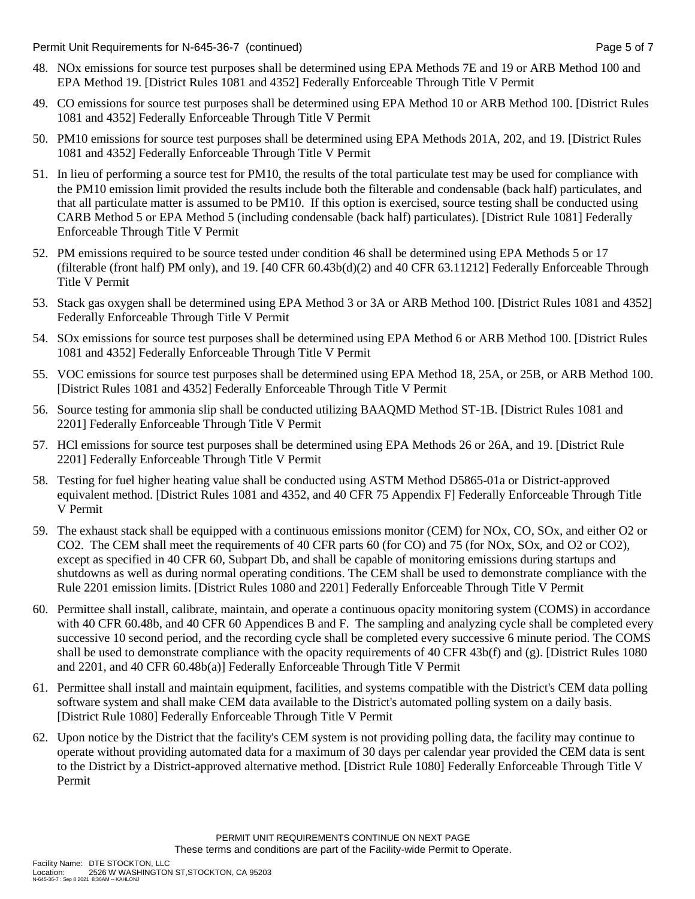48. NOx emissions for source test purposes shall be determined using EPA Methods 7E and 19 or ARB Method 100 and EPA Method 19. [District Rules 1081 and 4352] Federally Enforceable Through Title V Permit

49. CO emissions for source test purposes shall be determined using EPA Method 10 or ARB Method 100. [District Rules 1081 and 4352] Federally Enforceable Through Title V Permit

50. PM10 emissions for source test purposes shall be determined using EPA Methods 201A, 202, and 19. [District Rules 1081 and 4352] Federally Enforceable Through Title V Permit

51. In lieu of performing a source test for PM10, the results of the total particulate test may be used for compliance with the PM10 emission limit provided the results include both the filterable and condensable (back half) particulates, and that all particulate matter is assumed to be PM10. If this option is exercised, source testing shall be conducted using CARB Method 5 or EPA Method 5 (including condensable (back half) particulates). [District Rule 1081] Federally Enforceable Through Title V Permit

52. PM emissions required to be source tested under condition 46 shall be determined using EPA Methods 5 or 17 (filterable (front half) PM only), and 19. [40 CFR 60.43b(d)(2) and 40 CFR 63.11212] Federally Enforceable Through Title V Permit

53. Stack gas oxygen shall be determined using EPA Method 3 or 3A or ARB Method 100. [District Rules 1081 and 4352] Federally Enforceable Through Title V Permit

54. SOx emissions for source test purposes shall be determined using EPA Method 6 or ARB Method 100. [District Rules 1081 and 4352] Federally Enforceable Through Title V Permit

55. VOC emissions for source test purposes shall be determined using EPA Method 18, 25A, or 25B, or ARB Method 100. [District Rules 1081 and 4352] Federally Enforceable Through Title V Permit

56. Source testing for ammonia slip shall be conducted utilizing BAAQMD Method ST-1B. [District Rules 1081 and 2201] Federally Enforceable Through Title V Permit

57. HCl emissions for source test purposes shall be determined using EPA Methods 26 or 26A, and 19. [District Rule 2201] Federally Enforceable Through Title V Permit

58. Testing for fuel higher heating value shall be conducted using ASTM Method D5865-01a or District-approved equivalent method. [District Rules 1081 and 4352, and 40 CFR 75 Appendix F] Federally Enforceable Through Title V Permit

59. The exhaust stack shall be equipped with a continuous emissions monitor (CEM) for NOx, CO, SOx, and either O2 or CO2. The CEM shall meet the requirements of 40 CFR parts 60 (for CO) and 75 (for NOx, SOx, and O2 or CO2), except as specified in 40 CFR 60, Subpart Db, and shall be capable of monitoring emissions during startups and shutdowns as well as during normal operating conditions. The CEM shall be used to demonstrate compliance with the Rule 2201 emission limits. [District Rules 1080 and 2201] Federally Enforceable Through Title V Permit

60. Permittee shall install, calibrate, maintain, and operate a continuous opacity monitoring system (COMS) in accordance with 40 CFR 60.48b, and 40 CFR 60 Appendices B and F. The sampling and analyzing cycle shall be completed every successive 10 second period, and the recording cycle shall be completed every successive 6 minute period. The COMS shall be used to demonstrate compliance with the opacity requirements of 40 CFR 43b(f) and (g). [District Rules 1080 and 2201, and 40 CFR 60.48b(a)] Federally Enforceable Through Title V Permit

61. Permittee shall install and maintain equipment, facilities, and systems compatible with the District's CEM data polling software system and shall make CEM data available to the District's automated polling system on a daily basis. [District Rule 1080] Federally Enforceable Through Title V Permit

62. Upon notice by the District that the facility's CEM system is not providing polling data, the facility may continue to operate without providing automated data for a maximum of 30 days per calendar year provided the CEM data is sent to the District by a District-approved alternative method. [District Rule 1080] Federally Enforceable Through Title V Permit

PERMIT UNIT REQUIREMENTS CONTINUE ON NEXT PAGE
These terms and conditions are part of the Facility-wide Permit to Operate.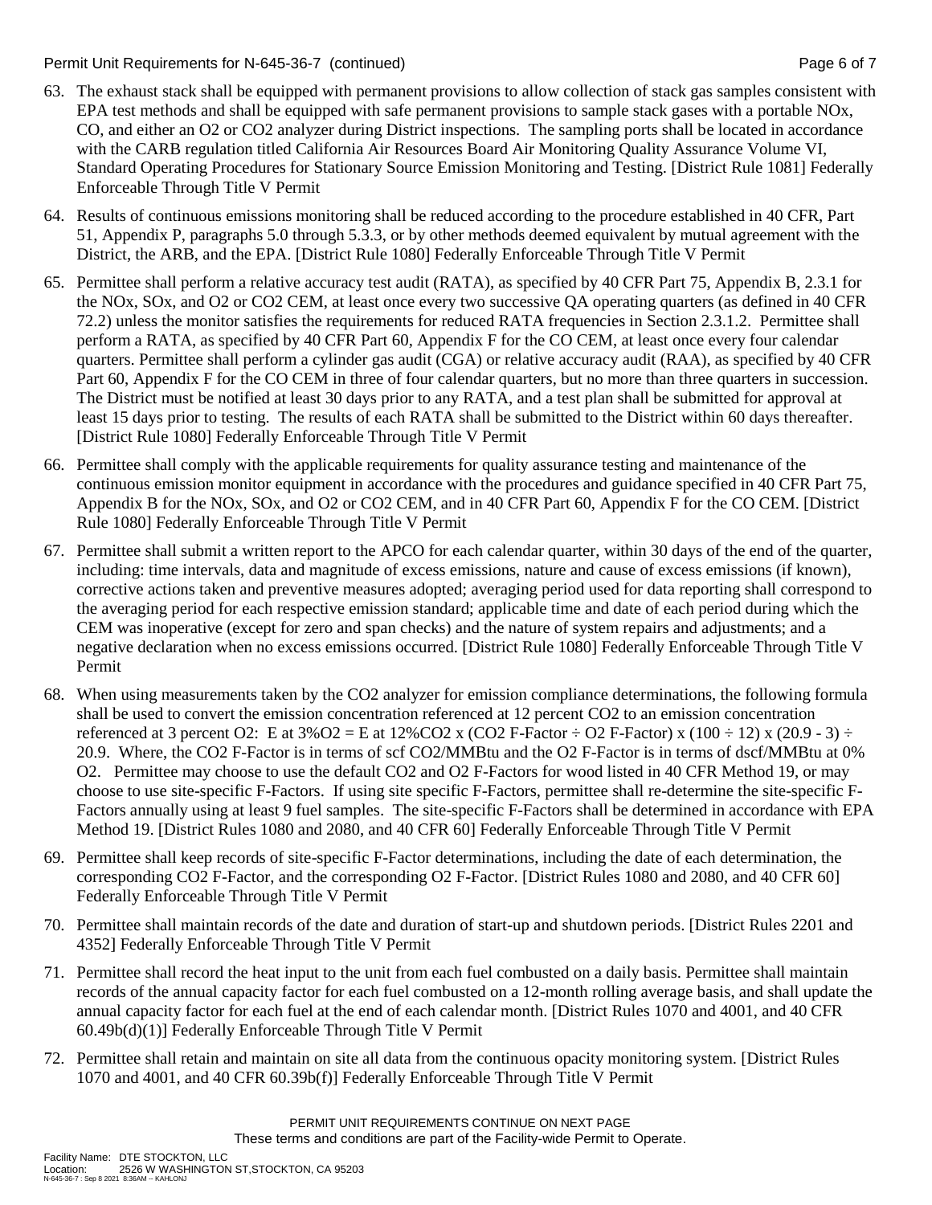63. The exhaust stack shall be equipped with permanent provisions to allow collection of stack gas samples consistent with EPA test methods and shall be equipped with safe permanent provisions to sample stack gases with a portable NOx, CO, and either an O2 or CO2 analyzer during District inspections. The sampling ports shall be located in accordance with the CARB regulation titled California Air Resources Board Air Monitoring Quality Assurance Volume VI, Standard Operating Procedures for Stationary Source Emission Monitoring and Testing. [District Rule 1081] Federally Enforceable Through Title V Permit

64. Results of continuous emissions monitoring shall be reduced according to the procedure established in 40 CFR, Part 51, Appendix P, paragraphs 5.0 through 5.3.3, or by other methods deemed equivalent by mutual agreement with the District, the ARB, and the EPA. [District Rule 1080] Federally Enforceable Through Title V Permit

65. Permittee shall perform a relative accuracy test audit (RATA), as specified by 40 CFR Part 75, Appendix B, 2.3.1 for the NOx, SOx, and O2 or CO2 CEM, at least once every two successive QA operating quarters (as defined in 40 CFR 72.2) unless the monitor satisfies the requirements for reduced RATA frequencies in Section 2.3.1.2. Permittee shall perform a RATA, as specified by 40 CFR Part 60, Appendix F for the CO CEM, at least once every four calendar quarters. Permittee shall perform a cylinder gas audit (CGA) or relative accuracy audit (RAA), as specified by 40 CFR Part 60, Appendix F for the CO CEM in three of four calendar quarters, but no more than three quarters in succession. The District must be notified at least 30 days prior to any RATA, and a test plan shall be submitted for approval at least 15 days prior to testing. The results of each RATA shall be submitted to the District within 60 days thereafter. [District Rule 1080] Federally Enforceable Through Title V Permit

66. Permittee shall comply with the applicable requirements for quality assurance testing and maintenance of the continuous emission monitor equipment in accordance with the procedures and guidance specified in 40 CFR Part 75, Appendix B for the NOx, SOx, and O2 or CO2 CEM, and in 40 CFR Part 60, Appendix F for the CO CEM. [District Rule 1080] Federally Enforceable Through Title V Permit

67. Permittee shall submit a written report to the APCO for each calendar quarter, within 30 days of the end of the quarter, including: time intervals, data and magnitude of excess emissions, nature and cause of excess emissions (if known), corrective actions taken and preventive measures adopted; averaging period used for data reporting shall correspond to the averaging period for each respective emission standard; applicable time and date of each period during which the CEM was inoperative (except for zero and span checks) and the nature of system repairs and adjustments; and a negative declaration when no excess emissions occurred. [District Rule 1080] Federally Enforceable Through Title V Permit

68. When using measurements taken by the CO2 analyzer for emission compliance determinations, the following formula shall be used to convert the emission concentration referenced at 12 percent CO2 to an emission concentration referenced at 3 percent O2: E at 3%O2 = E at 12%CO2 x (CO2 F-Factor ÷ O2 F-Factor) x (100 ÷ 12) x (20.9 - 3) ÷ 20.9. Where, the CO2 F-Factor is in terms of scf CO2/MMBtu and the O2 F-Factor is in terms of dscf/MMBtu at 0% O2. Permittee may choose to use the default CO2 and O2 F-Factors for wood listed in 40 CFR Method 19, or may choose to use site-specific F-Factors. If using site specific F-Factors, permittee shall re-determine the site-specific F-Factors annually using at least 9 fuel samples. The site-specific F-Factors shall be determined in accordance with EPA Method 19. [District Rules 1080 and 2080, and 40 CFR 60] Federally Enforceable Through Title V Permit

69. Permittee shall keep records of site-specific F-Factor determinations, including the date of each determination, the corresponding CO2 F-Factor, and the corresponding O2 F-Factor. [District Rules 1080 and 2080, and 40 CFR 60] Federally Enforceable Through Title V Permit

70. Permittee shall maintain records of the date and duration of start-up and shutdown periods. [District Rules 2201 and 4352] Federally Enforceable Through Title V Permit

71. Permittee shall record the heat input to the unit from each fuel combusted on a daily basis. Permittee shall maintain records of the annual capacity factor for each fuel combusted on a 12-month rolling average basis, and shall update the annual capacity factor for each fuel at the end of each calendar month. [District Rules 1070 and 4001, and 40 CFR 60.49b(d)(1)] Federally Enforceable Through Title V Permit

72. Permittee shall retain and maintain on site all data from the continuous opacity monitoring system. [District Rules 1070 and 4001, and 40 CFR 60.39b(f)] Federally Enforceable Through Title V Permit

PERMIT UNIT REQUIREMENTS CONTINUE ON NEXT PAGE
These terms and conditions are part of the Facility-wide Permit to Operate.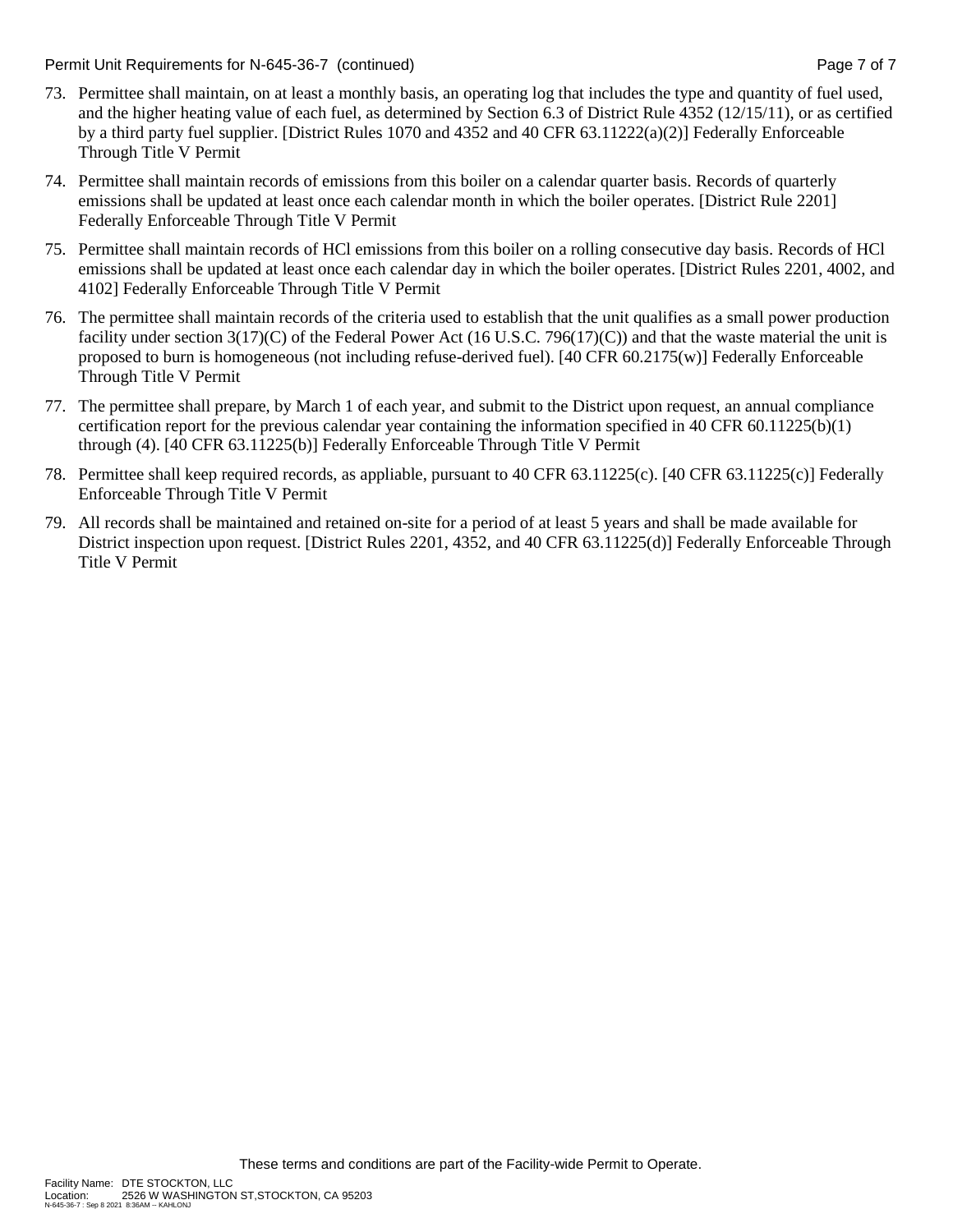73. Permittee shall maintain, on at least a monthly basis, an operating log that includes the type and quantity of fuel used, and the higher heating value of each fuel, as determined by Section 6.3 of District Rule 4352 (12/15/11), or as certified by a third party fuel supplier. [District Rules 1070 and 4352 and 40 CFR 63.11222(a)(2)] Federally Enforceable Through Title V Permit

74. Permittee shall maintain records of emissions from this boiler on a calendar quarter basis. Records of quarterly emissions shall be updated at least once each calendar month in which the boiler operates. [District Rule 2201] Federally Enforceable Through Title V Permit

75. Permittee shall maintain records of HCl emissions from this boiler on a rolling consecutive day basis. Records of HCl emissions shall be updated at least once each calendar day in which the boiler operates. [District Rules 2201, 4002, and 4102] Federally Enforceable Through Title V Permit

76. The permittee shall maintain records of the criteria used to establish that the unit qualifies as a small power production facility under section 3(17)(C) of the Federal Power Act (16 U.S.C. 796(17)(C)) and that the waste material the unit is proposed to burn is homogeneous (not including refuse-derived fuel). [40 CFR 60.2175(w)] Federally Enforceable Through Title V Permit

77. The permittee shall prepare, by March 1 of each year, and submit to the District upon request, an annual compliance certification report for the previous calendar year containing the information specified in 40 CFR 60.11225(b)(1) through (4). [40 CFR 63.11225(b)] Federally Enforceable Through Title V Permit

78. Permittee shall keep required records, as appliable, pursuant to 40 CFR 63.11225(c). [40 CFR 63.11225(c)] Federally Enforceable Through Title V Permit

79. All records shall be maintained and retained on-site for a period of at least 5 years and shall be made available for District inspection upon request. [District Rules 2201, 4352, and 40 CFR 63.11225(d)] Federally Enforceable Through Title V Permit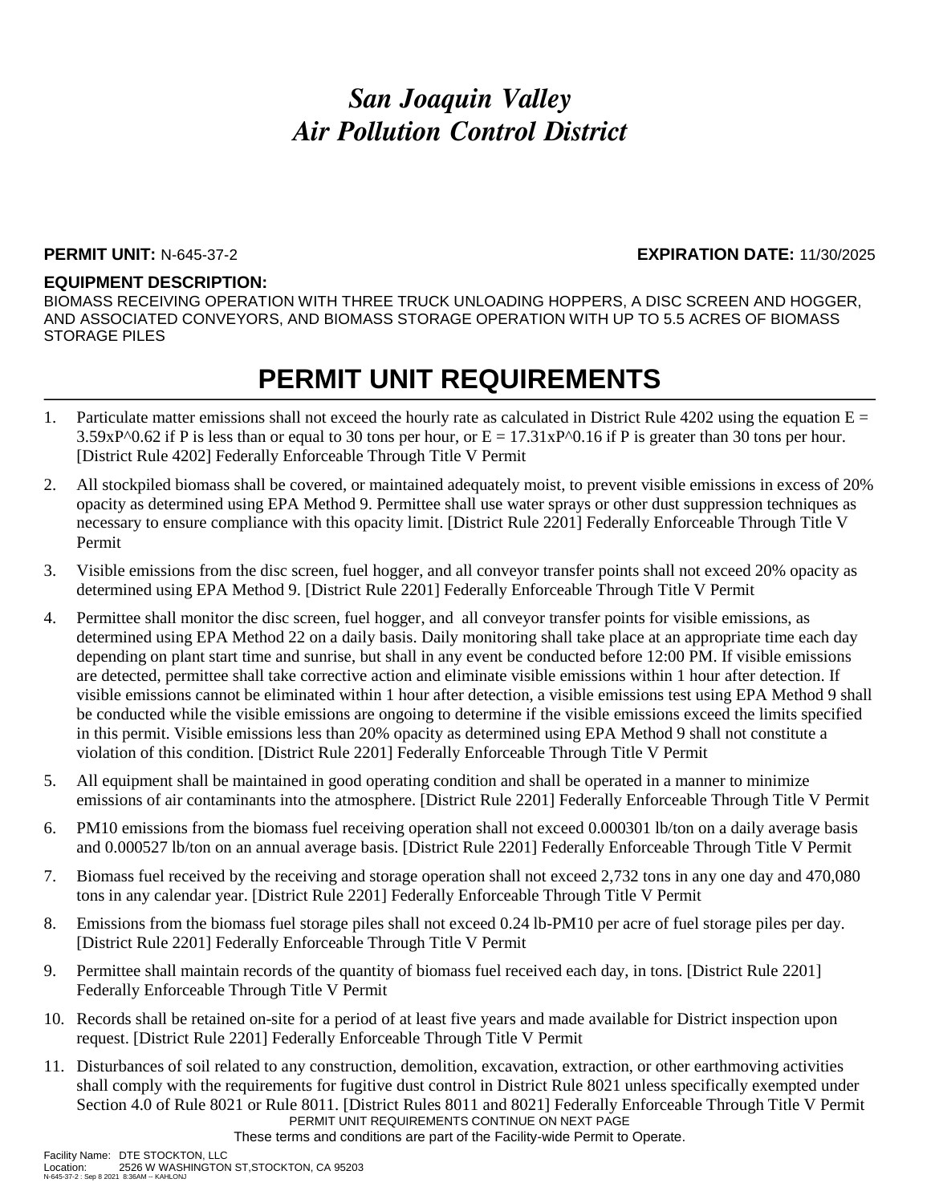# *San Joaquin Valley*
# *Air Pollution Control District*

**PERMIT UNIT:** N-645-37-2 **EXPIRATION DATE:** 11/30/2025

**EQUIPMENT DESCRIPTION:**

BIOMASS RECEIVING OPERATION WITH THREE TRUCK UNLOADING HOPPERS, A DISC SCREEN AND HOGGER, AND ASSOCIATED CONVEYORS, AND BIOMASS STORAGE OPERATION WITH UP TO 5.5 ACRES OF BIOMASS STORAGE PILES

## PERMIT UNIT REQUIREMENTS

1. Particulate matter emissions shall not exceed the hourly rate as calculated in District Rule 4202 using the equation $E = 3.59xP^{0.62}$ if P is less than or equal to 30 tons per hour, or $E = 17.31xP^{0.16}$ if P is greater than 30 tons per hour. [District Rule 4202] Federally Enforceable Through Title V Permit
2. All stockpiled biomass shall be covered, or maintained adequately moist, to prevent visible emissions in excess of 20% opacity as determined using EPA Method 9. Permittee shall use water sprays or other dust suppression techniques as necessary to ensure compliance with this opacity limit. [District Rule 2201] Federally Enforceable Through Title V Permit
3. Visible emissions from the disc screen, fuel hogger, and all conveyor transfer points shall not exceed 20% opacity as determined using EPA Method 9. [District Rule 2201] Federally Enforceable Through Title V Permit
4. Permittee shall monitor the disc screen, fuel hogger, and all conveyor transfer points for visible emissions, as determined using EPA Method 22 on a daily basis. Daily monitoring shall take place at an appropriate time each day depending on plant start time and sunrise, but shall in any event be conducted before 12:00 PM. If visible emissions are detected, permittee shall take corrective action and eliminate visible emissions within 1 hour after detection. If visible emissions cannot be eliminated within 1 hour after detection, a visible emissions test using EPA Method 9 shall be conducted while the visible emissions are ongoing to determine if the visible emissions exceed the limits specified in this permit. Visible emissions less than 20% opacity as determined using EPA Method 9 shall not constitute a violation of this condition. [District Rule 2201] Federally Enforceable Through Title V Permit
5. All equipment shall be maintained in good operating condition and shall be operated in a manner to minimize emissions of air contaminants into the atmosphere. [District Rule 2201] Federally Enforceable Through Title V Permit
6. PM10 emissions from the biomass fuel receiving operation shall not exceed 0.000301 lb/ton on a daily average basis and 0.000527 lb/ton on an annual average basis. [District Rule 2201] Federally Enforceable Through Title V Permit
7. Biomass fuel received by the receiving and storage operation shall not exceed 2,732 tons in any one day and 470,080 tons in any calendar year. [District Rule 2201] Federally Enforceable Through Title V Permit
8. Emissions from the biomass fuel storage piles shall not exceed 0.24 lb-PM10 per acre of fuel storage piles per day. [District Rule 2201] Federally Enforceable Through Title V Permit
9. Permittee shall maintain records of the quantity of biomass fuel received each day, in tons. [District Rule 2201] Federally Enforceable Through Title V Permit
10. Records shall be retained on-site for a period of at least five years and made available for District inspection upon request. [District Rule 2201] Federally Enforceable Through Title V Permit
11. Disturbances of soil related to any construction, demolition, excavation, extraction, or other earthmoving activities shall comply with the requirements for fugitive dust control in District Rule 8021 unless specifically exempted under Section 4.0 of Rule 8021 or Rule 8011. [District Rules 8011 and 8021] Federally Enforceable Through Title V Permit

PERMIT UNIT REQUIREMENTS CONTINUE ON NEXT PAGE

These terms and conditions are part of the Facility-wide Permit to Operate.

Facility Name: DTE STOCKTON, LLC
Location: 2526 W WASHINGTON ST,STOCKTON, CA 95203
N-645-37-2 : Sep 8 2021 8:36AM -- KAHLONJ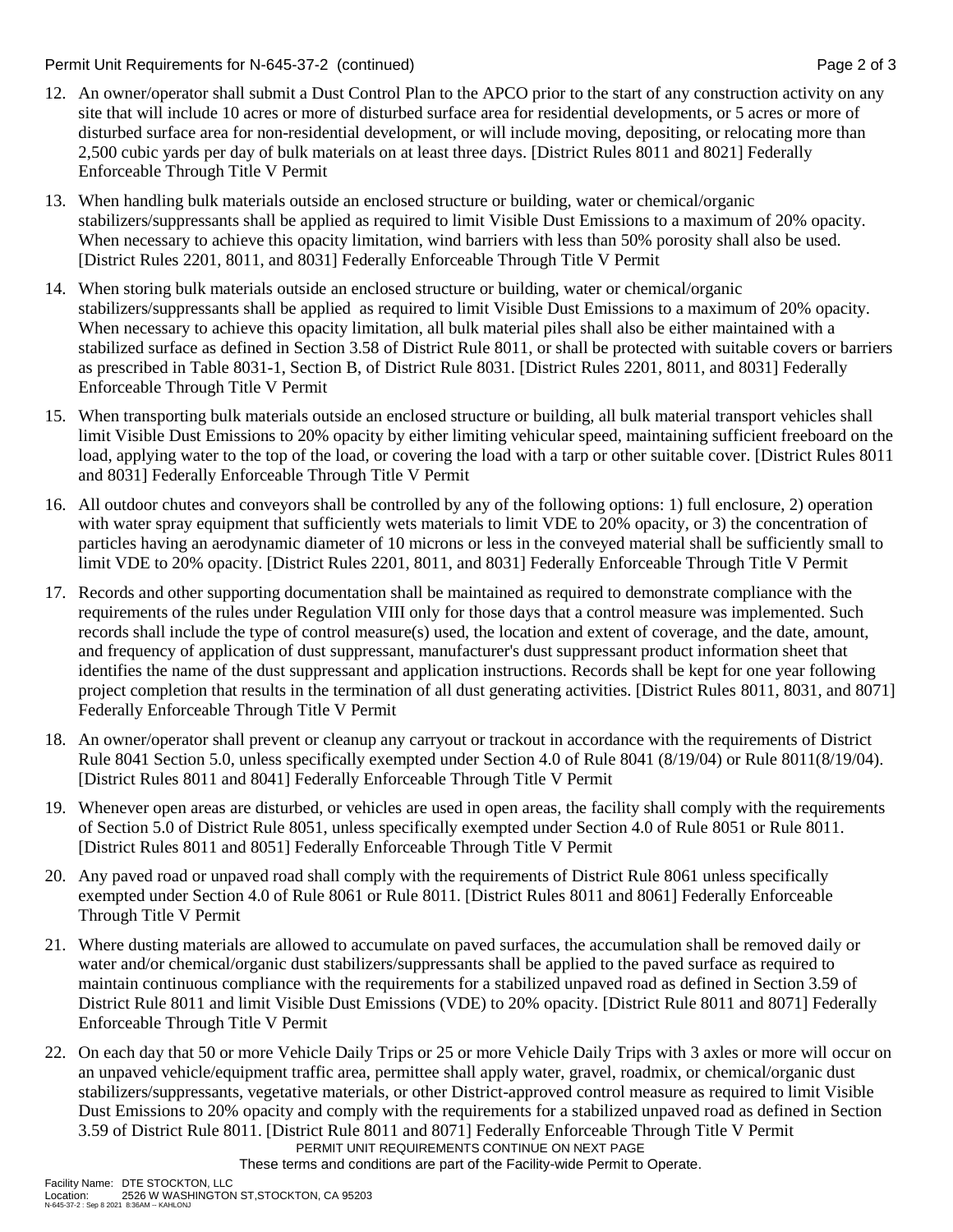12. An owner/operator shall submit a Dust Control Plan to the APCO prior to the start of any construction activity on any site that will include 10 acres or more of disturbed surface area for residential developments, or 5 acres or more of disturbed surface area for non-residential development, or will include moving, depositing, or relocating more than 2,500 cubic yards per day of bulk materials on at least three days. [District Rules 8011 and 8021] Federally Enforceable Through Title V Permit

13. When handling bulk materials outside an enclosed structure or building, water or chemical/organic stabilizers/suppressants shall be applied as required to limit Visible Dust Emissions to a maximum of 20% opacity. When necessary to achieve this opacity limitation, wind barriers with less than 50% porosity shall also be used. [District Rules 2201, 8011, and 8031] Federally Enforceable Through Title V Permit

14. When storing bulk materials outside an enclosed structure or building, water or chemical/organic stabilizers/suppressants shall be applied as required to limit Visible Dust Emissions to a maximum of 20% opacity. When necessary to achieve this opacity limitation, all bulk material piles shall also be either maintained with a stabilized surface as defined in Section 3.58 of District Rule 8011, or shall be protected with suitable covers or barriers as prescribed in Table 8031-1, Section B, of District Rule 8031. [District Rules 2201, 8011, and 8031] Federally Enforceable Through Title V Permit

15. When transporting bulk materials outside an enclosed structure or building, all bulk material transport vehicles shall limit Visible Dust Emissions to 20% opacity by either limiting vehicular speed, maintaining sufficient freeboard on the load, applying water to the top of the load, or covering the load with a tarp or other suitable cover. [District Rules 8011 and 8031] Federally Enforceable Through Title V Permit

16. All outdoor chutes and conveyors shall be controlled by any of the following options: 1) full enclosure, 2) operation with water spray equipment that sufficiently wets materials to limit VDE to 20% opacity, or 3) the concentration of particles having an aerodynamic diameter of 10 microns or less in the conveyed material shall be sufficiently small to limit VDE to 20% opacity. [District Rules 2201, 8011, and 8031] Federally Enforceable Through Title V Permit

17. Records and other supporting documentation shall be maintained as required to demonstrate compliance with the requirements of the rules under Regulation VIII only for those days that a control measure was implemented. Such records shall include the type of control measure(s) used, the location and extent of coverage, and the date, amount, and frequency of application of dust suppressant, manufacturer's dust suppressant product information sheet that identifies the name of the dust suppressant and application instructions. Records shall be kept for one year following project completion that results in the termination of all dust generating activities. [District Rules 8011, 8031, and 8071] Federally Enforceable Through Title V Permit

18. An owner/operator shall prevent or cleanup any carryout or trackout in accordance with the requirements of District Rule 8041 Section 5.0, unless specifically exempted under Section 4.0 of Rule 8041 (8/19/04) or Rule 8011(8/19/04). [District Rules 8011 and 8041] Federally Enforceable Through Title V Permit

19. Whenever open areas are disturbed, or vehicles are used in open areas, the facility shall comply with the requirements of Section 5.0 of District Rule 8051, unless specifically exempted under Section 4.0 of Rule 8051 or Rule 8011. [District Rules 8011 and 8051] Federally Enforceable Through Title V Permit

20. Any paved road or unpaved road shall comply with the requirements of District Rule 8061 unless specifically exempted under Section 4.0 of Rule 8061 or Rule 8011. [District Rules 8011 and 8061] Federally Enforceable Through Title V Permit

21. Where dusting materials are allowed to accumulate on paved surfaces, the accumulation shall be removed daily or water and/or chemical/organic dust stabilizers/suppressants shall be applied to the paved surface as required to maintain continuous compliance with the requirements for a stabilized unpaved road as defined in Section 3.59 of District Rule 8011 and limit Visible Dust Emissions (VDE) to 20% opacity. [District Rule 8011 and 8071] Federally Enforceable Through Title V Permit

22. On each day that 50 or more Vehicle Daily Trips or 25 or more Vehicle Daily Trips with 3 axles or more will occur on an unpaved vehicle/equipment traffic area, permittee shall apply water, gravel, roadmix, or chemical/organic dust stabilizers/suppressants, vegetative materials, or other District-approved control measure as required to limit Visible Dust Emissions to 20% opacity and comply with the requirements for a stabilized unpaved road as defined in Section 3.59 of District Rule 8011. [District Rule 8011 and 8071] Federally Enforceable Through Title V Permit

PERMIT UNIT REQUIREMENTS CONTINUE ON NEXT PAGE

These terms and conditions are part of the Facility-wide Permit to Operate.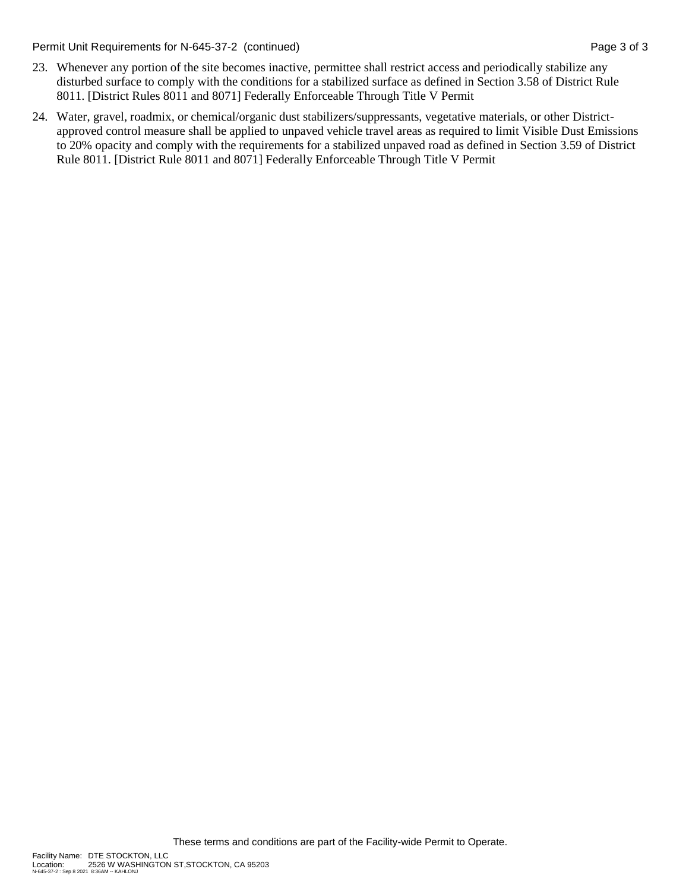23. Whenever any portion of the site becomes inactive, permittee shall restrict access and periodically stabilize any disturbed surface to comply with the conditions for a stabilized surface as defined in Section 3.58 of District Rule 8011. [District Rules 8011 and 8071] Federally Enforceable Through Title V Permit

24. Water, gravel, roadmix, or chemical/organic dust stabilizers/suppressants, vegetative materials, or other District-approved control measure shall be applied to unpaved vehicle travel areas as required to limit Visible Dust Emissions to 20% opacity and comply with the requirements for a stabilized unpaved road as defined in Section 3.59 of District Rule 8011. [District Rule 8011 and 8071] Federally Enforceable Through Title V Permit

These terms and conditions are part of the Facility-wide Permit to Operate.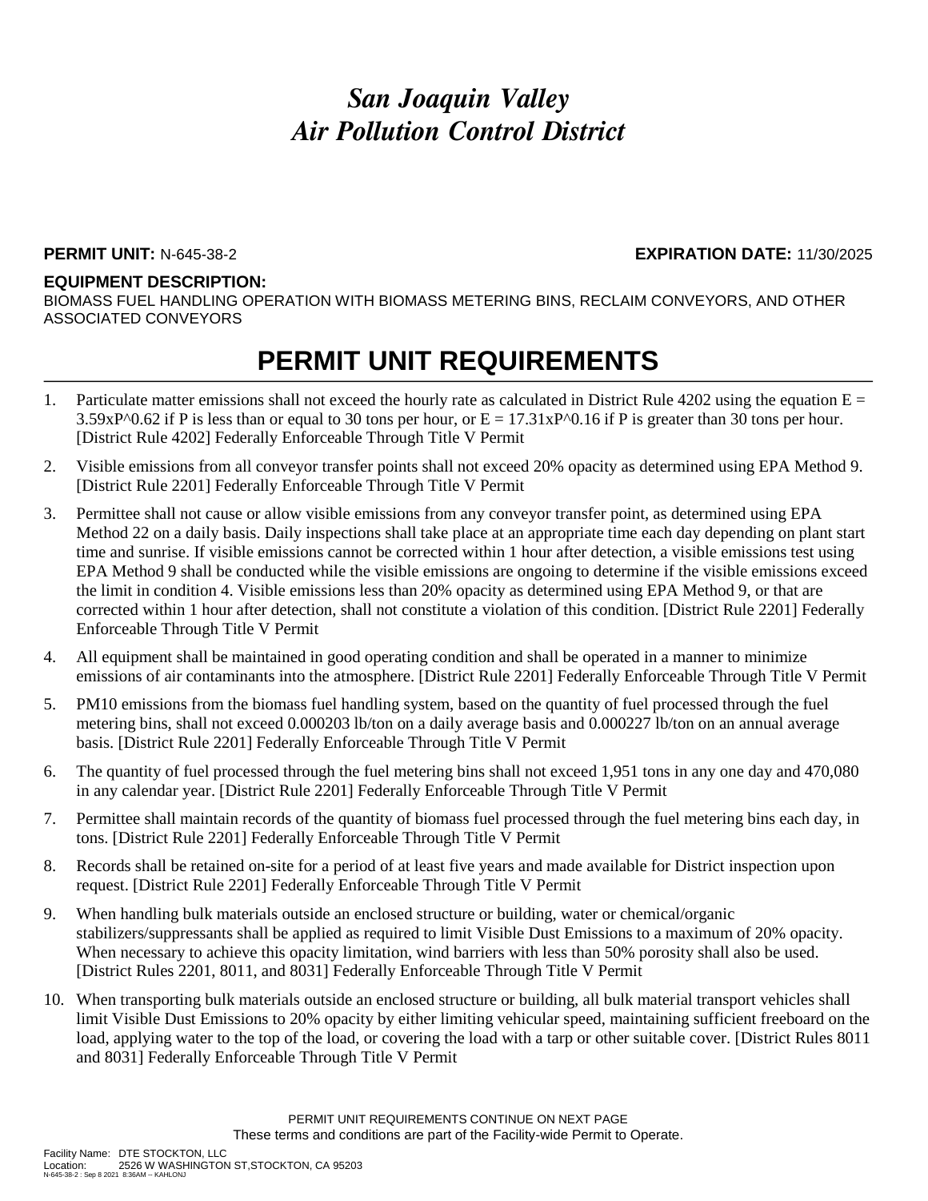# *San Joaquin Valley Air Pollution Control District*

**PERMIT UNIT:** N-645-38-2 **EXPIRATION DATE:** 11/30/2025

**EQUIPMENT DESCRIPTION:**

BIOMASS FUEL HANDLING OPERATION WITH BIOMASS METERING BINS, RECLAIM CONVEYORS, AND OTHER ASSOCIATED CONVEYORS

## PERMIT UNIT REQUIREMENTS

1. Particulate matter emissions shall not exceed the hourly rate as calculated in District Rule 4202 using the equation $E = 3.59xP^{0.62}$ if P is less than or equal to 30 tons per hour, or $E = 17.31xP^{0.16}$ if P is greater than 30 tons per hour. [District Rule 4202] Federally Enforceable Through Title V Permit
2. Visible emissions from all conveyor transfer points shall not exceed 20% opacity as determined using EPA Method 9. [District Rule 2201] Federally Enforceable Through Title V Permit
3. Permittee shall not cause or allow visible emissions from any conveyor transfer point, as determined using EPA Method 22 on a daily basis. Daily inspections shall take place at an appropriate time each day depending on plant start time and sunrise. If visible emissions cannot be corrected within 1 hour after detection, a visible emissions test using EPA Method 9 shall be conducted while the visible emissions are ongoing to determine if the visible emissions exceed the limit in condition 4. Visible emissions less than 20% opacity as determined using EPA Method 9, or that are corrected within 1 hour after detection, shall not constitute a violation of this condition. [District Rule 2201] Federally Enforceable Through Title V Permit
4. All equipment shall be maintained in good operating condition and shall be operated in a manner to minimize emissions of air contaminants into the atmosphere. [District Rule 2201] Federally Enforceable Through Title V Permit
5. PM10 emissions from the biomass fuel handling system, based on the quantity of fuel processed through the fuel metering bins, shall not exceed 0.000203 lb/ton on a daily average basis and 0.000227 lb/ton on an annual average basis. [District Rule 2201] Federally Enforceable Through Title V Permit
6. The quantity of fuel processed through the fuel metering bins shall not exceed 1,951 tons in any one day and 470,080 in any calendar year. [District Rule 2201] Federally Enforceable Through Title V Permit
7. Permittee shall maintain records of the quantity of biomass fuel processed through the fuel metering bins each day, in tons. [District Rule 2201] Federally Enforceable Through Title V Permit
8. Records shall be retained on-site for a period of at least five years and made available for District inspection upon request. [District Rule 2201] Federally Enforceable Through Title V Permit
9. When handling bulk materials outside an enclosed structure or building, water or chemical/organic stabilizers/suppressants shall be applied as required to limit Visible Dust Emissions to a maximum of 20% opacity. When necessary to achieve this opacity limitation, wind barriers with less than 50% porosity shall also be used. [District Rules 2201, 8011, and 8031] Federally Enforceable Through Title V Permit
10. When transporting bulk materials outside an enclosed structure or building, all bulk material transport vehicles shall limit Visible Dust Emissions to 20% opacity by either limiting vehicular speed, maintaining sufficient freeboard on the load, applying water to the top of the load, or covering the load with a tarp or other suitable cover. [District Rules 8011 and 8031] Federally Enforceable Through Title V Permit

PERMIT UNIT REQUIREMENTS CONTINUE ON NEXT PAGE

These terms and conditions are part of the Facility-wide Permit to Operate.

Facility Name: DTE STOCKTON, LLC
Location: 2526 W WASHINGTON ST,STOCKTON, CA 95203
N-645-38-2 : Sep 8 2021 8:36AM -- KAHLONJ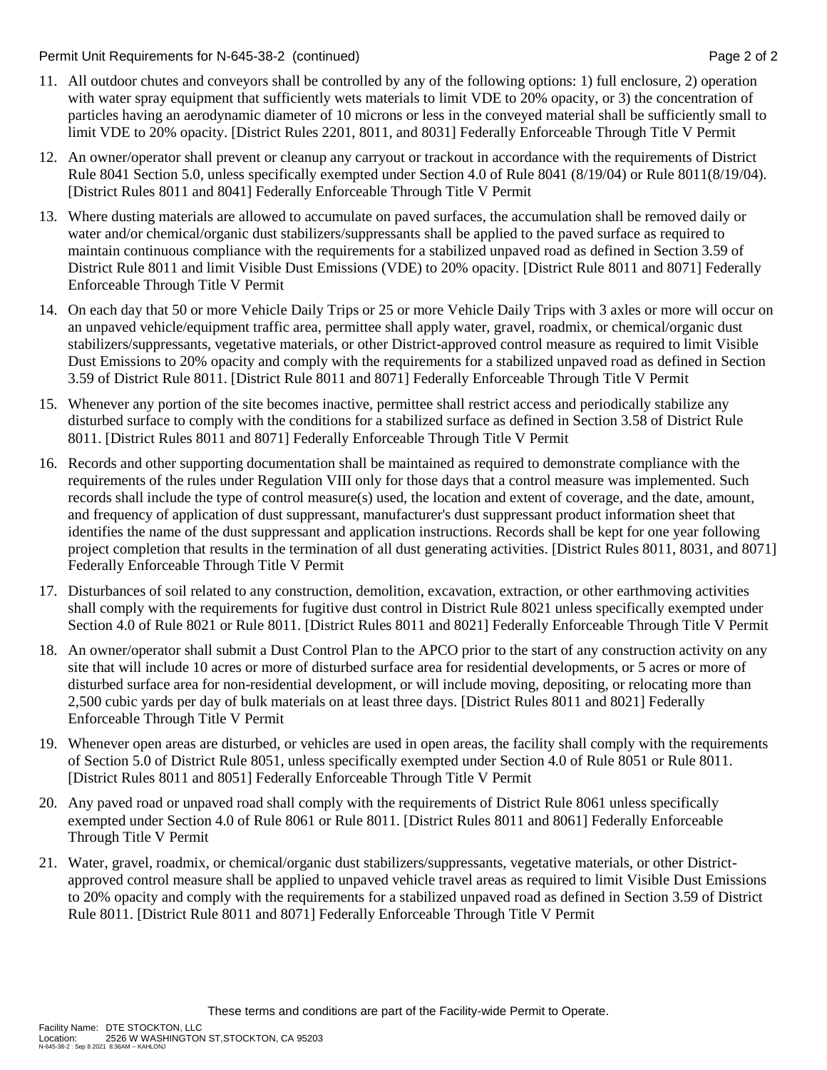11. All outdoor chutes and conveyors shall be controlled by any of the following options: 1) full enclosure, 2) operation with water spray equipment that sufficiently wets materials to limit VDE to 20% opacity, or 3) the concentration of particles having an aerodynamic diameter of 10 microns or less in the conveyed material shall be sufficiently small to limit VDE to 20% opacity. [District Rules 2201, 8011, and 8031] Federally Enforceable Through Title V Permit

12. An owner/operator shall prevent or cleanup any carryout or trackout in accordance with the requirements of District Rule 8041 Section 5.0, unless specifically exempted under Section 4.0 of Rule 8041 (8/19/04) or Rule 8011(8/19/04). [District Rules 8011 and 8041] Federally Enforceable Through Title V Permit

13. Where dusting materials are allowed to accumulate on paved surfaces, the accumulation shall be removed daily or water and/or chemical/organic dust stabilizers/suppressants shall be applied to the paved surface as required to maintain continuous compliance with the requirements for a stabilized unpaved road as defined in Section 3.59 of District Rule 8011 and limit Visible Dust Emissions (VDE) to 20% opacity. [District Rule 8011 and 8071] Federally Enforceable Through Title V Permit

14. On each day that 50 or more Vehicle Daily Trips or 25 or more Vehicle Daily Trips with 3 axles or more will occur on an unpaved vehicle/equipment traffic area, permittee shall apply water, gravel, roadmix, or chemical/organic dust stabilizers/suppressants, vegetative materials, or other District-approved control measure as required to limit Visible Dust Emissions to 20% opacity and comply with the requirements for a stabilized unpaved road as defined in Section 3.59 of District Rule 8011. [District Rule 8011 and 8071] Federally Enforceable Through Title V Permit

15. Whenever any portion of the site becomes inactive, permittee shall restrict access and periodically stabilize any disturbed surface to comply with the conditions for a stabilized surface as defined in Section 3.58 of District Rule 8011. [District Rules 8011 and 8071] Federally Enforceable Through Title V Permit

16. Records and other supporting documentation shall be maintained as required to demonstrate compliance with the requirements of the rules under Regulation VIII only for those days that a control measure was implemented. Such records shall include the type of control measure(s) used, the location and extent of coverage, and the date, amount, and frequency of application of dust suppressant, manufacturer's dust suppressant product information sheet that identifies the name of the dust suppressant and application instructions. Records shall be kept for one year following project completion that results in the termination of all dust generating activities. [District Rules 8011, 8031, and 8071] Federally Enforceable Through Title V Permit

17. Disturbances of soil related to any construction, demolition, excavation, extraction, or other earthmoving activities shall comply with the requirements for fugitive dust control in District Rule 8021 unless specifically exempted under Section 4.0 of Rule 8021 or Rule 8011. [District Rules 8011 and 8021] Federally Enforceable Through Title V Permit

18. An owner/operator shall submit a Dust Control Plan to the APCO prior to the start of any construction activity on any site that will include 10 acres or more of disturbed surface area for residential developments, or 5 acres or more of disturbed surface area for non-residential development, or will include moving, depositing, or relocating more than 2,500 cubic yards per day of bulk materials on at least three days. [District Rules 8011 and 8021] Federally Enforceable Through Title V Permit

19. Whenever open areas are disturbed, or vehicles are used in open areas, the facility shall comply with the requirements of Section 5.0 of District Rule 8051, unless specifically exempted under Section 4.0 of Rule 8051 or Rule 8011. [District Rules 8011 and 8051] Federally Enforceable Through Title V Permit

20. Any paved road or unpaved road shall comply with the requirements of District Rule 8061 unless specifically exempted under Section 4.0 of Rule 8061 or Rule 8011. [District Rules 8011 and 8061] Federally Enforceable Through Title V Permit

21. Water, gravel, roadmix, or chemical/organic dust stabilizers/suppressants, vegetative materials, or other District-approved control measure shall be applied to unpaved vehicle travel areas as required to limit Visible Dust Emissions to 20% opacity and comply with the requirements for a stabilized unpaved road as defined in Section 3.59 of District Rule 8011. [District Rule 8011 and 8071] Federally Enforceable Through Title V Permit

These terms and conditions are part of the Facility-wide Permit to Operate.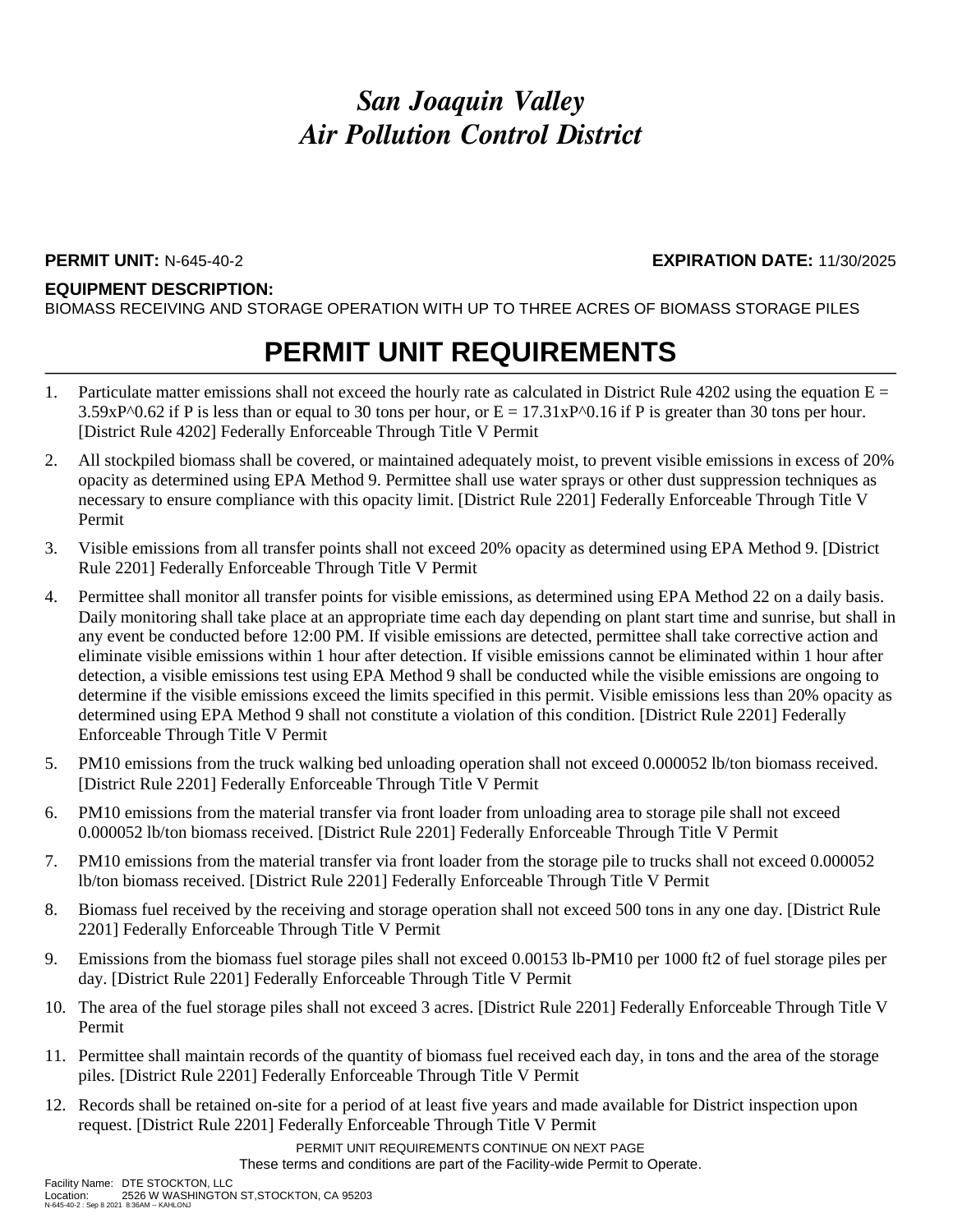# *San Joaquin Valley Air Pollution Control District*

**PERMIT UNIT:** N-645-40-2 **EXPIRATION DATE:** 11/30/2025

**EQUIPMENT DESCRIPTION:**
BIOMASS RECEIVING AND STORAGE OPERATION WITH UP TO THREE ACRES OF BIOMASS STORAGE PILES

## PERMIT UNIT REQUIREMENTS

1. Particulate matter emissions shall not exceed the hourly rate as calculated in District Rule 4202 using the equation $E = 3.59xP^{0.62}$ if P is less than or equal to 30 tons per hour, or $E = 17.31xP^{0.16}$ if P is greater than 30 tons per hour. [District Rule 4202] Federally Enforceable Through Title V Permit
2. All stockpiled biomass shall be covered, or maintained adequately moist, to prevent visible emissions in excess of 20% opacity as determined using EPA Method 9. Permittee shall use water sprays or other dust suppression techniques as necessary to ensure compliance with this opacity limit. [District Rule 2201] Federally Enforceable Through Title V Permit
3. Visible emissions from all transfer points shall not exceed 20% opacity as determined using EPA Method 9. [District Rule 2201] Federally Enforceable Through Title V Permit
4. Permittee shall monitor all transfer points for visible emissions, as determined using EPA Method 22 on a daily basis. Daily monitoring shall take place at an appropriate time each day depending on plant start time and sunrise, but shall in any event be conducted before 12:00 PM. If visible emissions are detected, permittee shall take corrective action and eliminate visible emissions within 1 hour after detection. If visible emissions cannot be eliminated within 1 hour after detection, a visible emissions test using EPA Method 9 shall be conducted while the visible emissions are ongoing to determine if the visible emissions exceed the limits specified in this permit. Visible emissions less than 20% opacity as determined using EPA Method 9 shall not constitute a violation of this condition. [District Rule 2201] Federally Enforceable Through Title V Permit
5. PM10 emissions from the truck walking bed unloading operation shall not exceed 0.000052 lb/ton biomass received. [District Rule 2201] Federally Enforceable Through Title V Permit
6. PM10 emissions from the material transfer via front loader from unloading area to storage pile shall not exceed 0.000052 lb/ton biomass received. [District Rule 2201] Federally Enforceable Through Title V Permit
7. PM10 emissions from the material transfer via front loader from the storage pile to trucks shall not exceed 0.000052 lb/ton biomass received. [District Rule 2201] Federally Enforceable Through Title V Permit
8. Biomass fuel received by the receiving and storage operation shall not exceed 500 tons in any one day. [District Rule 2201] Federally Enforceable Through Title V Permit
9. Emissions from the biomass fuel storage piles shall not exceed 0.00153 lb-PM10 per 1000 ft2 of fuel storage piles per day. [District Rule 2201] Federally Enforceable Through Title V Permit
10. The area of the fuel storage piles shall not exceed 3 acres. [District Rule 2201] Federally Enforceable Through Title V Permit
11. Permittee shall maintain records of the quantity of biomass fuel received each day, in tons and the area of the storage piles. [District Rule 2201] Federally Enforceable Through Title V Permit
12. Records shall be retained on-site for a period of at least five years and made available for District inspection upon request. [District Rule 2201] Federally Enforceable Through Title V Permit

PERMIT UNIT REQUIREMENTS CONTINUE ON NEXT PAGE
These terms and conditions are part of the Facility-wide Permit to Operate.

Facility Name: DTE STOCKTON, LLC
Location: 2526 W WASHINGTON ST,STOCKTON, CA 95203
N-645-40-2 : Sep 8 2021 8:36AM -- KAHLONJ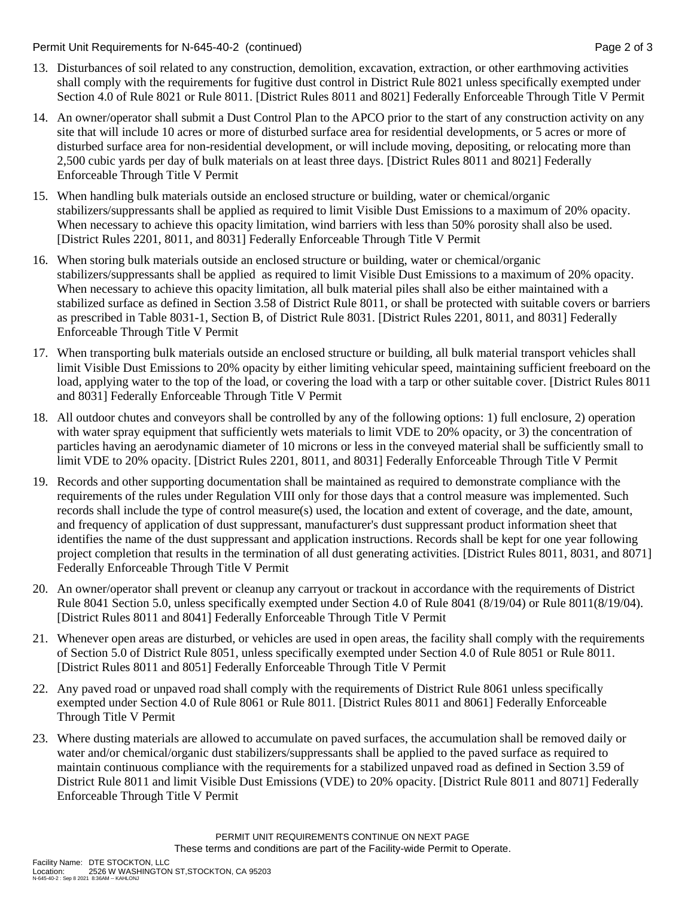Permit Unit Requirements for N-645-40-2 (continued)

13. Disturbances of soil related to any construction, demolition, excavation, extraction, or other earthmoving activities shall comply with the requirements for fugitive dust control in District Rule 8021 unless specifically exempted under Section 4.0 of Rule 8021 or Rule 8011. [District Rules 8011 and 8021] Federally Enforceable Through Title V Permit

14. An owner/operator shall submit a Dust Control Plan to the APCO prior to the start of any construction activity on any site that will include 10 acres or more of disturbed surface area for residential developments, or 5 acres or more of disturbed surface area for non-residential development, or will include moving, depositing, or relocating more than 2,500 cubic yards per day of bulk materials on at least three days. [District Rules 8011 and 8021] Federally Enforceable Through Title V Permit

15. When handling bulk materials outside an enclosed structure or building, water or chemical/organic stabilizers/suppressants shall be applied as required to limit Visible Dust Emissions to a maximum of 20% opacity. When necessary to achieve this opacity limitation, wind barriers with less than 50% porosity shall also be used. [District Rules 2201, 8011, and 8031] Federally Enforceable Through Title V Permit

16. When storing bulk materials outside an enclosed structure or building, water or chemical/organic stabilizers/suppressants shall be applied as required to limit Visible Dust Emissions to a maximum of 20% opacity. When necessary to achieve this opacity limitation, all bulk material piles shall also be either maintained with a stabilized surface as defined in Section 3.58 of District Rule 8011, or shall be protected with suitable covers or barriers as prescribed in Table 8031-1, Section B, of District Rule 8031. [District Rules 2201, 8011, and 8031] Federally Enforceable Through Title V Permit

17. When transporting bulk materials outside an enclosed structure or building, all bulk material transport vehicles shall limit Visible Dust Emissions to 20% opacity by either limiting vehicular speed, maintaining sufficient freeboard on the load, applying water to the top of the load, or covering the load with a tarp or other suitable cover. [District Rules 8011 and 8031] Federally Enforceable Through Title V Permit

18. All outdoor chutes and conveyors shall be controlled by any of the following options: 1) full enclosure, 2) operation with water spray equipment that sufficiently wets materials to limit VDE to 20% opacity, or 3) the concentration of particles having an aerodynamic diameter of 10 microns or less in the conveyed material shall be sufficiently small to limit VDE to 20% opacity. [District Rules 2201, 8011, and 8031] Federally Enforceable Through Title V Permit

19. Records and other supporting documentation shall be maintained as required to demonstrate compliance with the requirements of the rules under Regulation VIII only for those days that a control measure was implemented. Such records shall include the type of control measure(s) used, the location and extent of coverage, and the date, amount, and frequency of application of dust suppressant, manufacturer's dust suppressant product information sheet that identifies the name of the dust suppressant and application instructions. Records shall be kept for one year following project completion that results in the termination of all dust generating activities. [District Rules 8011, 8031, and 8071] Federally Enforceable Through Title V Permit

20. An owner/operator shall prevent or cleanup any carryout or trackout in accordance with the requirements of District Rule 8041 Section 5.0, unless specifically exempted under Section 4.0 of Rule 8041 (8/19/04) or Rule 8011(8/19/04). [District Rules 8011 and 8041] Federally Enforceable Through Title V Permit

21. Whenever open areas are disturbed, or vehicles are used in open areas, the facility shall comply with the requirements of Section 5.0 of District Rule 8051, unless specifically exempted under Section 4.0 of Rule 8051 or Rule 8011. [District Rules 8011 and 8051] Federally Enforceable Through Title V Permit

22. Any paved road or unpaved road shall comply with the requirements of District Rule 8061 unless specifically exempted under Section 4.0 of Rule 8061 or Rule 8011. [District Rules 8011 and 8061] Federally Enforceable Through Title V Permit

23. Where dusting materials are allowed to accumulate on paved surfaces, the accumulation shall be removed daily or water and/or chemical/organic dust stabilizers/suppressants shall be applied to the paved surface as required to maintain continuous compliance with the requirements for a stabilized unpaved road as defined in Section 3.59 of District Rule 8011 and limit Visible Dust Emissions (VDE) to 20% opacity. [District Rule 8011 and 8071] Federally Enforceable Through Title V Permit

PERMIT UNIT REQUIREMENTS CONTINUE ON NEXT PAGE

These terms and conditions are part of the Facility-wide Permit to Operate.

Facility Name: DTE STOCKTON, LLC
Location: 2526 W WASHINGTON ST,STOCKTON, CA 95203
N-645-40-2 : Sep 8 2021 8:36AM -- KAHLONJ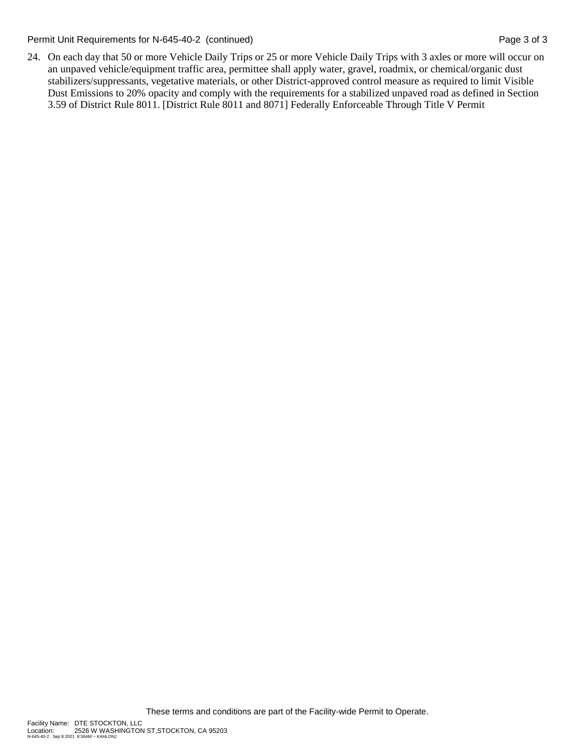24. On each day that 50 or more Vehicle Daily Trips or 25 or more Vehicle Daily Trips with 3 axles or more will occur on an unpaved vehicle/equipment traffic area, permittee shall apply water, gravel, roadmix, or chemical/organic dust stabilizers/suppressants, vegetative materials, or other District-approved control measure as required to limit Visible Dust Emissions to 20% opacity and comply with the requirements for a stabilized unpaved road as defined in Section 3.59 of District Rule 8011. [District Rule 8011 and 8071] Federally Enforceable Through Title V Permit

These terms and conditions are part of the Facility-wide Permit to Operate.

Facility Name: DTE STOCKTON, LLC
Location: 2526 W WASHINGTON ST,STOCKTON, CA 95203
N-645-40-2 : Sep 8 2021 8:36AM -- KAHLONJ